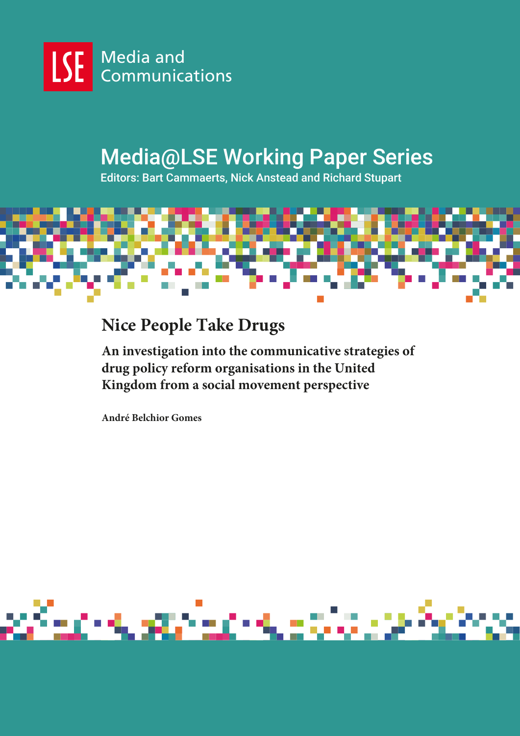LSE Media and Communications

# Media@LSE Working Paper Series

Editors: Bart Cammaerts, Nick Anstead and Richard Stupart

# Nice People Take Drugs

## An investigation into the communicative strategies of drug policy reform organisations in the United Kingdom from a social movement perspective

**André Belchior Gomes**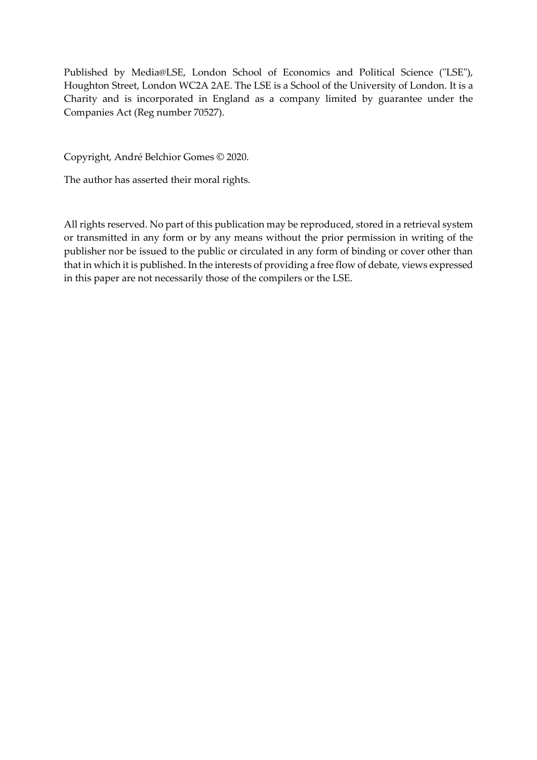Published by Media@LSE, London School of Economics and Political Science ("LSE"), Houghton Street, London WC2A 2AE. The LSE is a School of the University of London. It is a Charity and is incorporated in England as a company limited by guarantee under the Companies Act (Reg number 70527).

Copyright, André Belchior Gomes © 2020.

The author has asserted their moral rights.

All rights reserved. No part of this publication may be reproduced, stored in a retrieval system or transmitted in any form or by any means without the prior permission in writing of the publisher nor be issued to the public or circulated in any form of binding or cover other than that in which it is published. In the interests of providing a free flow of debate, views expressed in this paper are not necessarily those of the compilers or the LSE.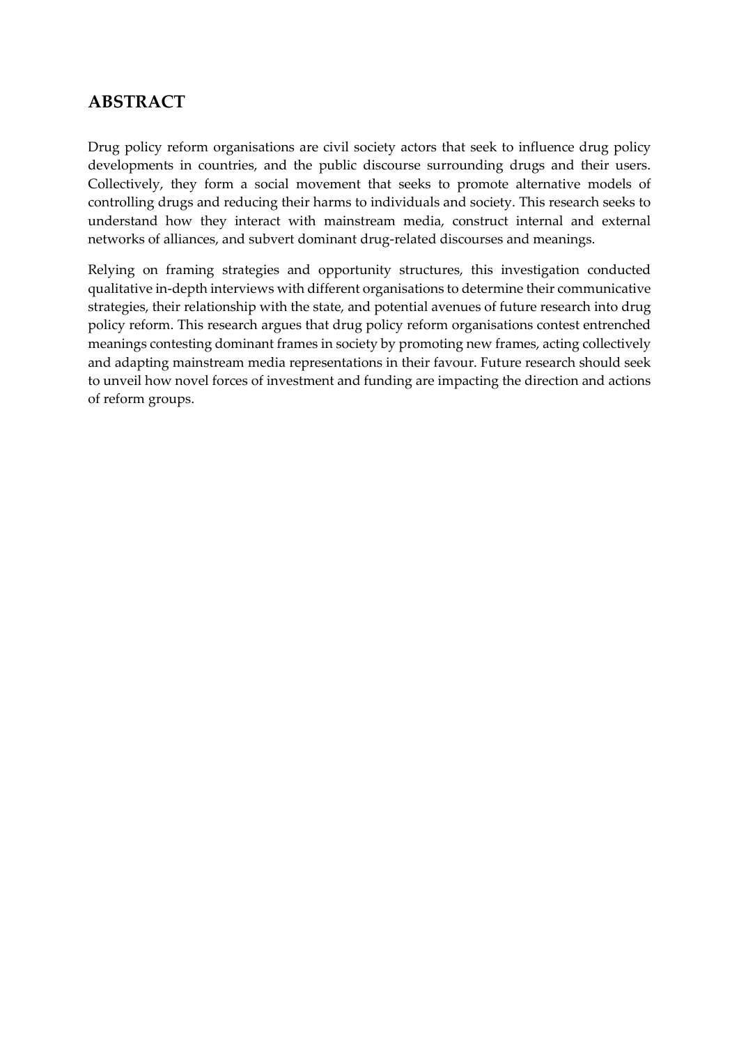## ABSTRACT

Drug policy reform organisations are civil society actors that seek to influence drug policy developments in countries, and the public discourse surrounding drugs and their users. Collectively, they form a social movement that seeks to promote alternative models of controlling drugs and reducing their harms to individuals and society. This research seeks to understand how they interact with mainstream media, construct internal and external networks of alliances, and subvert dominant drug-related discourses and meanings.

Relying on framing strategies and opportunity structures, this investigation conducted qualitative in-depth interviews with different organisations to determine their communicative strategies, their relationship with the state, and potential avenues of future research into drug policy reform. This research argues that drug policy reform organisations contest entrenched meanings contesting dominant frames in society by promoting new frames, acting collectively and adapting mainstream media representations in their favour. Future research should seek to unveil how novel forces of investment and funding are impacting the direction and actions of reform groups.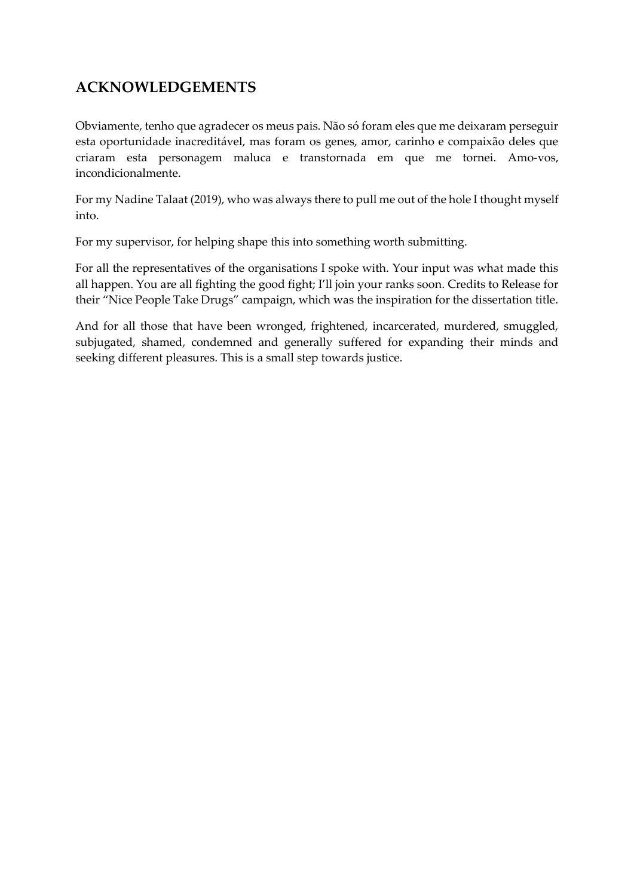## ACKNOWLEDGEMENTS

Obviamente, tenho que agradecer os meus pais. Não só foram eles que me deixaram perseguir esta oportunidade inacreditável, mas foram os genes, amor, carinho e compaixão deles que criaram esta personagem maluca e transtornada em que me tornei. Amo-vos, incondicionalmente.

For my Nadine Talaat (2019), who was always there to pull me out of the hole I thought myself into.

For my supervisor, for helping shape this into something worth submitting.

For all the representatives of the organisations I spoke with. Your input was what made this all happen. You are all fighting the good fight; I'll join your ranks soon. Credits to Release for their "Nice People Take Drugs" campaign, which was the inspiration for the dissertation title.

And for all those that have been wronged, frightened, incarcerated, murdered, smuggled, subjugated, shamed, condemned and generally suffered for expanding their minds and seeking different pleasures. This is a small step towards justice.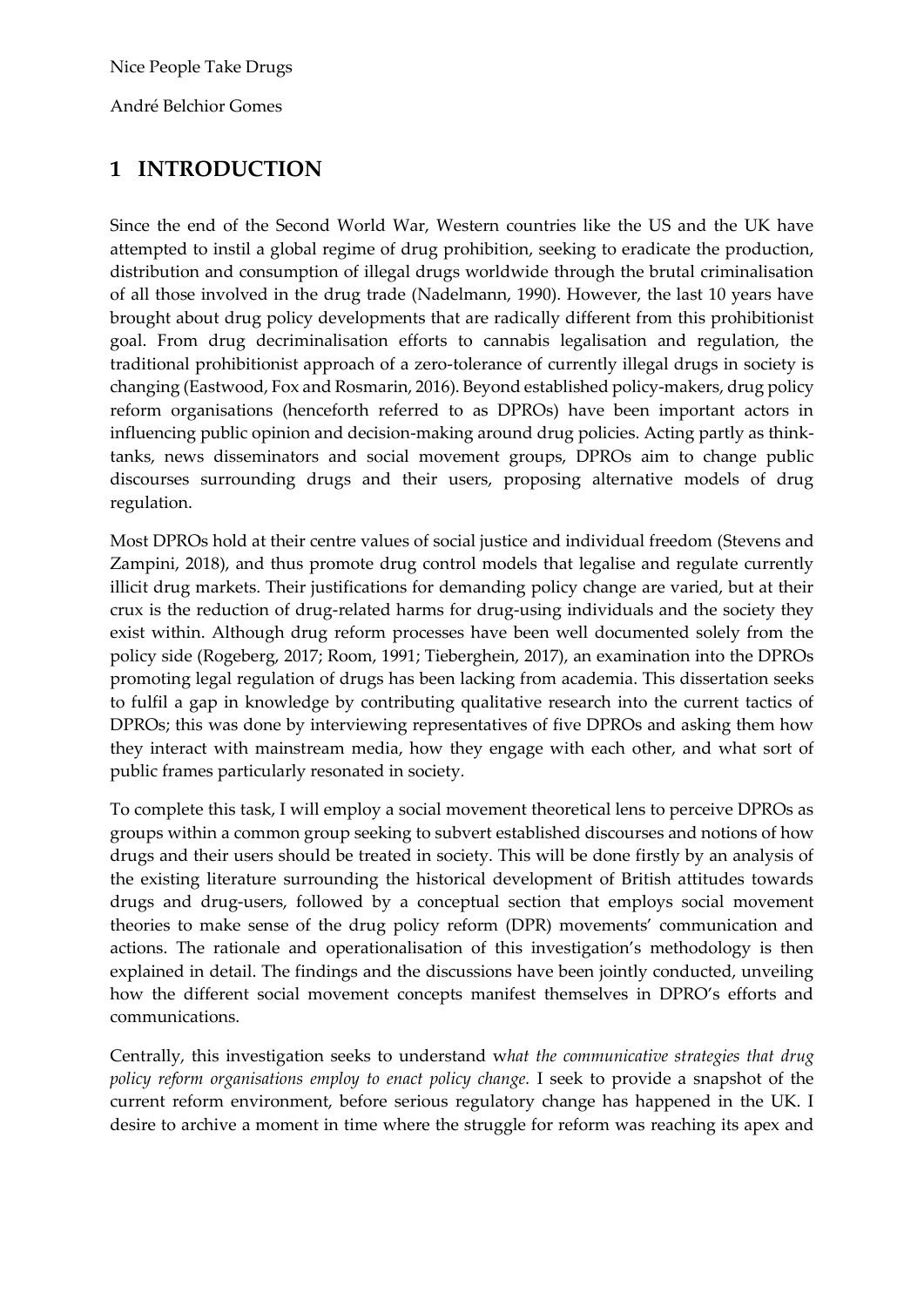Nice People Take Drugs

André Belchior Gomes

# 1 INTRODUCTION

Since the end of the Second World War, Western countries like the US and the UK have attempted to instil a global regime of drug prohibition, seeking to eradicate the production, distribution and consumption of illegal drugs worldwide through the brutal criminalisation of all those involved in the drug trade (Nadelmann, 1990). However, the last 10 years have brought about drug policy developments that are radically different from this prohibitionist goal. From drug decriminalisation efforts to cannabis legalisation and regulation, the traditional prohibitionist approach of a zero-tolerance of currently illegal drugs in society is changing (Eastwood, Fox and Rosmarin, 2016). Beyond established policy-makers, drug policy reform organisations (henceforth referred to as DPROs) have been important actors in influencing public opinion and decision-making around drug policies. Acting partly as think-tanks, news disseminators and social movement groups, DPROs aim to change public discourses surrounding drugs and their users, proposing alternative models of drug regulation.

Most DPROs hold at their centre values of social justice and individual freedom (Stevens and Zampini, 2018), and thus promote drug control models that legalise and regulate currently illicit drug markets. Their justifications for demanding policy change are varied, but at their crux is the reduction of drug-related harms for drug-using individuals and the society they exist within. Although drug reform processes have been well documented solely from the policy side (Rogeberg, 2017; Room, 1991; Tieberghein, 2017), an examination into the DPROs promoting legal regulation of drugs has been lacking from academia. This dissertation seeks to fulfil a gap in knowledge by contributing qualitative research into the current tactics of DPROs; this was done by interviewing representatives of five DPROs and asking them how they interact with mainstream media, how they engage with each other, and what sort of public frames particularly resonated in society.

To complete this task, I will employ a social movement theoretical lens to perceive DPROs as groups within a common group seeking to subvert established discourses and notions of how drugs and their users should be treated in society. This will be done firstly by an analysis of the existing literature surrounding the historical development of British attitudes towards drugs and drug-users, followed by a conceptual section that employs social movement theories to make sense of the drug policy reform (DPR) movements' communication and actions. The rationale and operationalisation of this investigation's methodology is then explained in detail. The findings and the discussions have been jointly conducted, unveiling how the different social movement concepts manifest themselves in DPRO's efforts and communications.

Centrally, this investigation seeks to understand w*hat the communicative strategies that drug policy reform organisations employ to enact policy change.* I seek to provide a snapshot of the current reform environment, before serious regulatory change has happened in the UK. I desire to archive a moment in time where the struggle for reform was reaching its apex and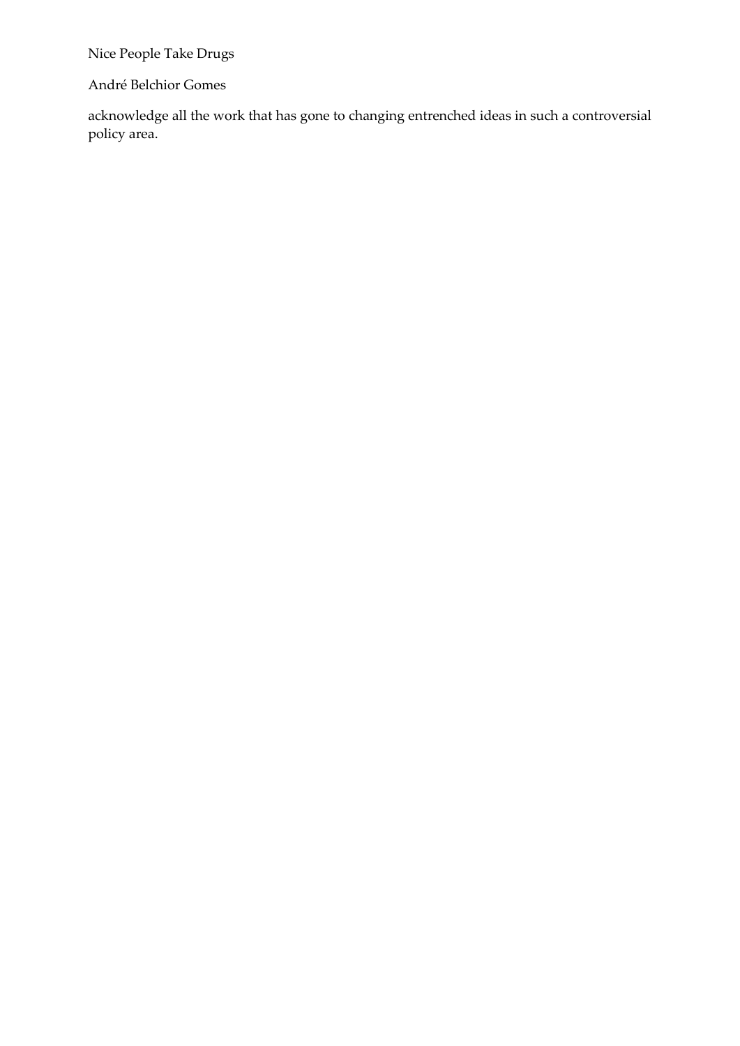acknowledge all the work that has gone to changing entrenched ideas in such a controversial policy area.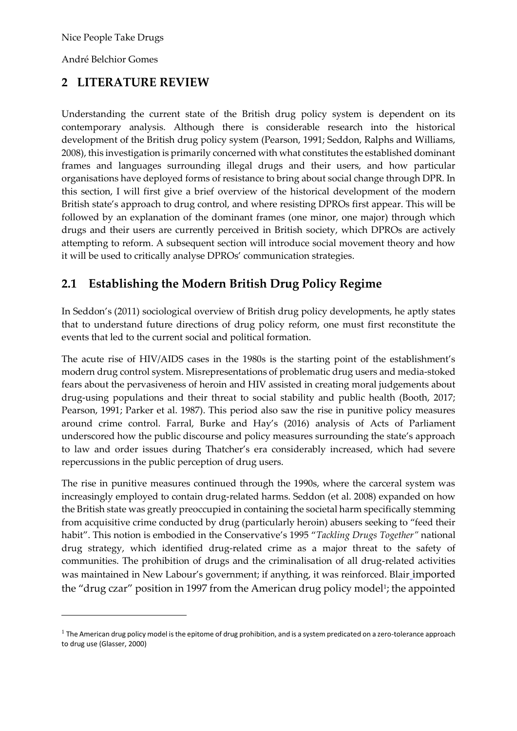## 2 LITERATURE REVIEW

Understanding the current state of the British drug policy system is dependent on its contemporary analysis. Although there is considerable research into the historical development of the British drug policy system (Pearson, 1991; Seddon, Ralphs and Williams, 2008), this investigation is primarily concerned with what constitutes the established dominant frames and languages surrounding illegal drugs and their users, and how particular organisations have deployed forms of resistance to bring about social change through DPR. In this section, I will first give a brief overview of the historical development of the modern British state's approach to drug control, and where resisting DPROs first appear. This will be followed by an explanation of the dominant frames (one minor, one major) through which drugs and their users are currently perceived in British society, which DPROs are actively attempting to reform. A subsequent section will introduce social movement theory and how it will be used to critically analyse DPROs' communication strategies.

### 2.1 Establishing the Modern British Drug Policy Regime

In Seddon's (2011) sociological overview of British drug policy developments, he aptly states that to understand future directions of drug policy reform, one must first reconstitute the events that led to the current social and political formation.

The acute rise of HIV/AIDS cases in the 1980s is the starting point of the establishment's modern drug control system. Misrepresentations of problematic drug users and media-stoked fears about the pervasiveness of heroin and HIV assisted in creating moral judgements about drug-using populations and their threat to social stability and public health (Booth, 2017; Pearson, 1991; Parker et al. 1987). This period also saw the rise in punitive policy measures around crime control. Farral, Burke and Hay's (2016) analysis of Acts of Parliament underscored how the public discourse and policy measures surrounding the state's approach to law and order issues during Thatcher's era considerably increased, which had severe repercussions in the public perception of drug users.

The rise in punitive measures continued through the 1990s, where the carceral system was increasingly employed to contain drug-related harms. Seddon (et al. 2008) expanded on how the British state was greatly preoccupied in containing the societal harm specifically stemming from acquisitive crime conducted by drug (particularly heroin) abusers seeking to "feed their habit". This notion is embodied in the Conservative's 1995 "*Tackling Drugs Together"* national drug strategy, which identified drug-related crime as a major threat to the safety of communities. The prohibition of drugs and the criminalisation of all drug-related activities was maintained in New Labour's government; if anything, it was reinforced. Blair imported the "drug czar" position in 1997 from the American drug policy model[1]; the appointed

[1] The American drug policy model is the epitome of drug prohibition, and is a system predicated on a zero-tolerance approach to drug use (Glasser, 2000)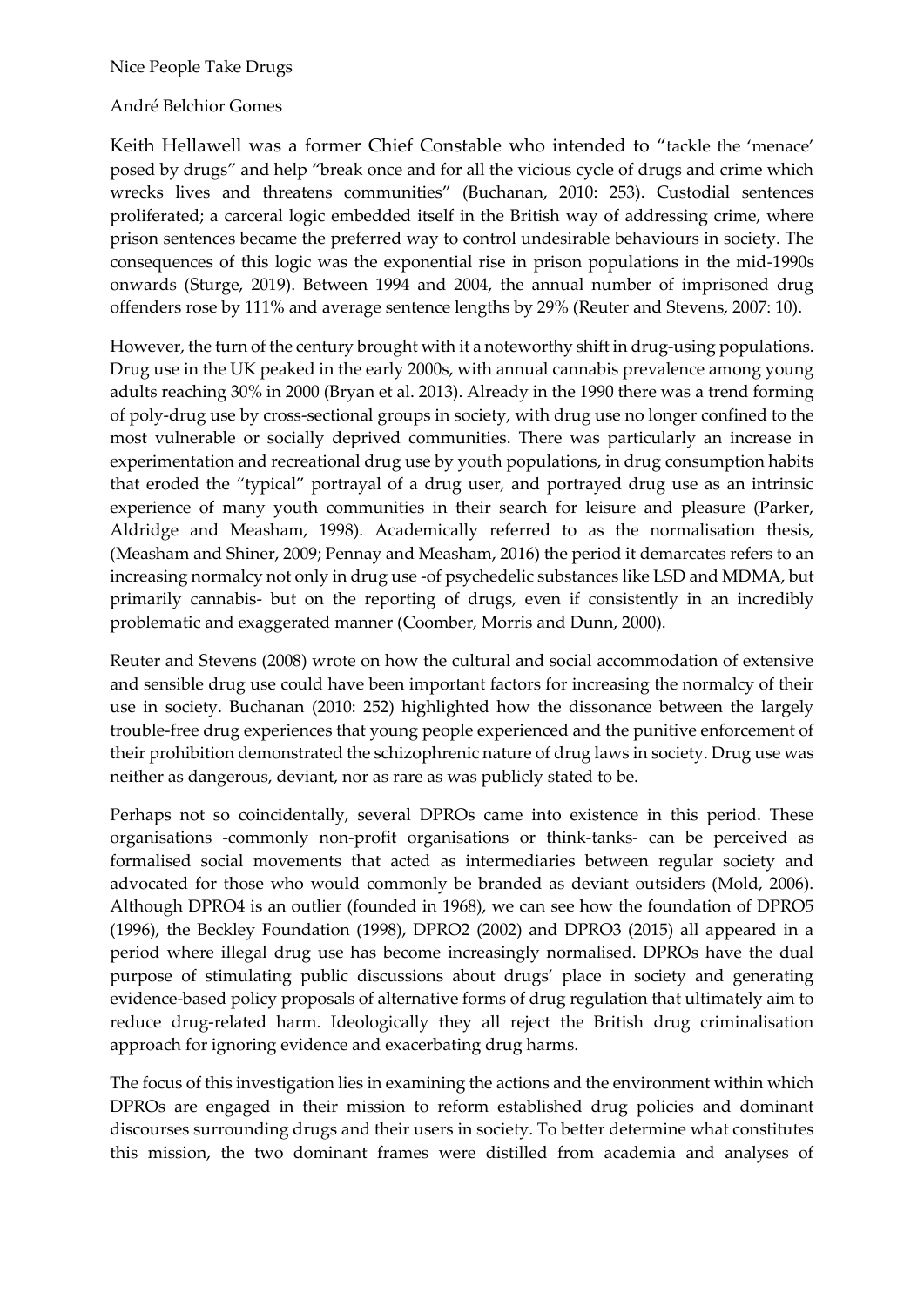Nice People Take Drugs

André Belchior Gomes

Keith Hellawell was a former Chief Constable who intended to "tackle the 'menace' posed by drugs" and help "break once and for all the vicious cycle of drugs and crime which wrecks lives and threatens communities" (Buchanan, 2010: 253). Custodial sentences proliferated; a carceral logic embedded itself in the British way of addressing crime, where prison sentences became the preferred way to control undesirable behaviours in society. The consequences of this logic was the exponential rise in prison populations in the mid-1990s onwards (Sturge, 2019). Between 1994 and 2004, the annual number of imprisoned drug offenders rose by 111% and average sentence lengths by 29% (Reuter and Stevens, 2007: 10).

However, the turn of the century brought with it a noteworthy shift in drug-using populations. Drug use in the UK peaked in the early 2000s, with annual cannabis prevalence among young adults reaching 30% in 2000 (Bryan et al. 2013). Already in the 1990 there was a trend forming of poly-drug use by cross-sectional groups in society, with drug use no longer confined to the most vulnerable or socially deprived communities. There was particularly an increase in experimentation and recreational drug use by youth populations, in drug consumption habits that eroded the "typical" portrayal of a drug user, and portrayed drug use as an intrinsic experience of many youth communities in their search for leisure and pleasure (Parker, Aldridge and Measham, 1998). Academically referred to as the normalisation thesis, (Measham and Shiner, 2009; Pennay and Measham, 2016) the period it demarcates refers to an increasing normalcy not only in drug use -of psychedelic substances like LSD and MDMA, but primarily cannabis- but on the reporting of drugs, even if consistently in an incredibly problematic and exaggerated manner (Coomber, Morris and Dunn, 2000).

Reuter and Stevens (2008) wrote on how the cultural and social accommodation of extensive and sensible drug use could have been important factors for increasing the normalcy of their use in society. Buchanan (2010: 252) highlighted how the dissonance between the largely trouble-free drug experiences that young people experienced and the punitive enforcement of their prohibition demonstrated the schizophrenic nature of drug laws in society. Drug use was neither as dangerous, deviant, nor as rare as was publicly stated to be.

Perhaps not so coincidentally, several DPROs came into existence in this period. These organisations -commonly non-profit organisations or think-tanks- can be perceived as formalised social movements that acted as intermediaries between regular society and advocated for those who would commonly be branded as deviant outsiders (Mold, 2006). Although DPRO4 is an outlier (founded in 1968), we can see how the foundation of DPRO5 (1996), the Beckley Foundation (1998), DPRO2 (2002) and DPRO3 (2015) all appeared in a period where illegal drug use has become increasingly normalised. DPROs have the dual purpose of stimulating public discussions about drugs' place in society and generating evidence-based policy proposals of alternative forms of drug regulation that ultimately aim to reduce drug-related harm. Ideologically they all reject the British drug criminalisation approach for ignoring evidence and exacerbating drug harms.

The focus of this investigation lies in examining the actions and the environment within which DPROs are engaged in their mission to reform established drug policies and dominant discourses surrounding drugs and their users in society. To better determine what constitutes this mission, the two dominant frames were distilled from academia and analyses of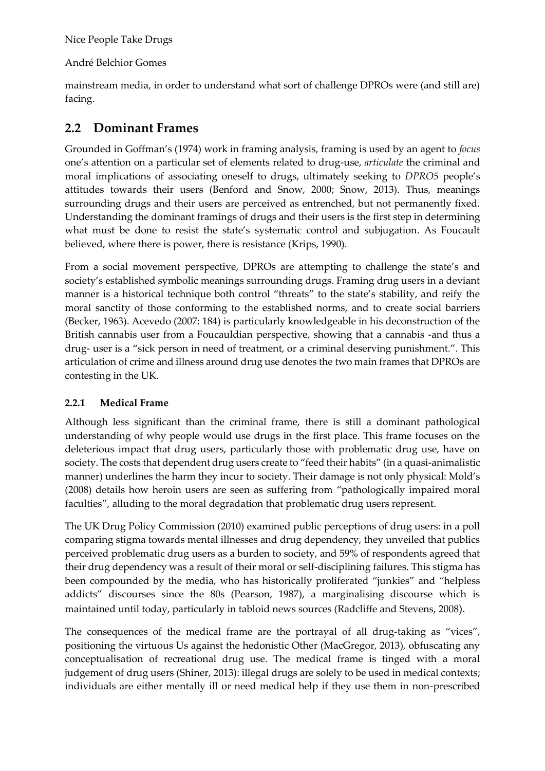mainstream media, in order to understand what sort of challenge DPROs were (and still are) facing.

## 2.2 Dominant Frames

Grounded in Goffman's (1974) work in framing analysis, framing is used by an agent to *focus* one's attention on a particular set of elements related to drug-use, *articulate* the criminal and moral implications of associating oneself to drugs, ultimately seeking to *DPRO5* people's attitudes towards their users (Benford and Snow, 2000; Snow, 2013). Thus, meanings surrounding drugs and their users are perceived as entrenched, but not permanently fixed. Understanding the dominant framings of drugs and their users is the first step in determining what must be done to resist the state's systematic control and subjugation. As Foucault believed, where there is power, there is resistance (Krips, 1990).

From a social movement perspective, DPROs are attempting to challenge the state's and society's established symbolic meanings surrounding drugs. Framing drug users in a deviant manner is a historical technique both control "threats" to the state's stability, and reify the moral sanctity of those conforming to the established norms, and to create social barriers (Becker, 1963). Acevedo (2007: 184) is particularly knowledgeable in his deconstruction of the British cannabis user from a Foucauldian perspective, showing that a cannabis -and thus a drug- user is a "sick person in need of treatment, or a criminal deserving punishment.". This articulation of crime and illness around drug use denotes the two main frames that DPROs are contesting in the UK.

### 2.2.1 Medical Frame

Although less significant than the criminal frame, there is still a dominant pathological understanding of why people would use drugs in the first place. This frame focuses on the deleterious impact that drug users, particularly those with problematic drug use, have on society. The costs that dependent drug users create to "feed their habits" (in a quasi-animalistic manner) underlines the harm they incur to society. Their damage is not only physical: Mold's (2008) details how heroin users are seen as suffering from "pathologically impaired moral faculties", alluding to the moral degradation that problematic drug users represent.

The UK Drug Policy Commission (2010) examined public perceptions of drug users: in a poll comparing stigma towards mental illnesses and drug dependency, they unveiled that publics perceived problematic drug users as a burden to society, and 59% of respondents agreed that their drug dependency was a result of their moral or self-disciplining failures. This stigma has been compounded by the media, who has historically proliferated "junkies" and "helpless addicts" discourses since the 80s (Pearson, 1987), a marginalising discourse which is maintained until today, particularly in tabloid news sources (Radcliffe and Stevens, 2008).

The consequences of the medical frame are the portrayal of all drug-taking as "vices", positioning the virtuous Us against the hedonistic Other (MacGregor, 2013), obfuscating any conceptualisation of recreational drug use. The medical frame is tinged with a moral judgement of drug users (Shiner, 2013): illegal drugs are solely to be used in medical contexts; individuals are either mentally ill or need medical help if they use them in non-prescribed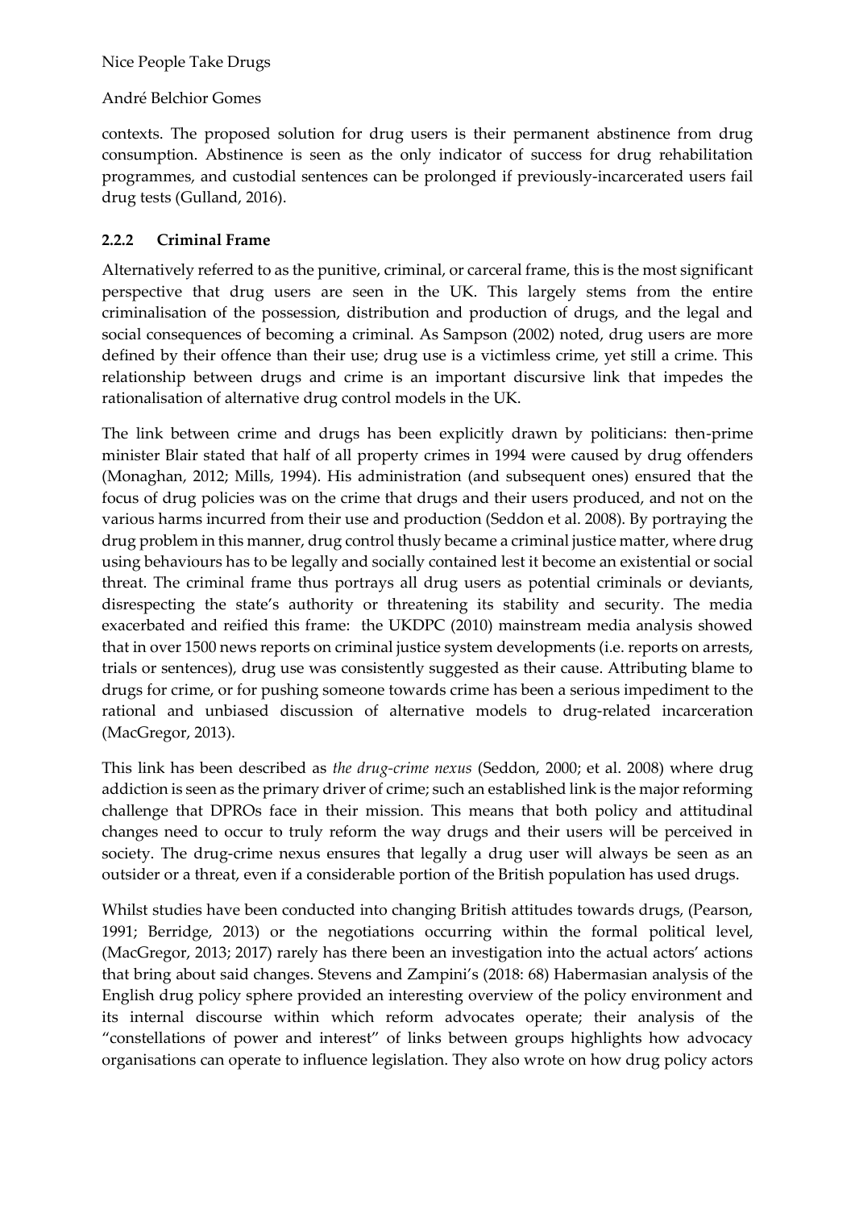contexts. The proposed solution for drug users is their permanent abstinence from drug consumption. Abstinence is seen as the only indicator of success for drug rehabilitation programmes, and custodial sentences can be prolonged if previously-incarcerated users fail drug tests (Gulland, 2016).

### 2.2.2 Criminal Frame

Alternatively referred to as the punitive, criminal, or carceral frame, this is the most significant perspective that drug users are seen in the UK. This largely stems from the entire criminalisation of the possession, distribution and production of drugs, and the legal and social consequences of becoming a criminal. As Sampson (2002) noted, drug users are more defined by their offence than their use; drug use is a victimless crime, yet still a crime. This relationship between drugs and crime is an important discursive link that impedes the rationalisation of alternative drug control models in the UK.

The link between crime and drugs has been explicitly drawn by politicians: then-prime minister Blair stated that half of all property crimes in 1994 were caused by drug offenders (Monaghan, 2012; Mills, 1994). His administration (and subsequent ones) ensured that the focus of drug policies was on the crime that drugs and their users produced, and not on the various harms incurred from their use and production (Seddon et al. 2008). By portraying the drug problem in this manner, drug control thusly became a criminal justice matter, where drug using behaviours has to be legally and socially contained lest it become an existential or social threat. The criminal frame thus portrays all drug users as potential criminals or deviants, disrespecting the state's authority or threatening its stability and security. The media exacerbated and reified this frame: the UKDPC (2010) mainstream media analysis showed that in over 1500 news reports on criminal justice system developments (i.e. reports on arrests, trials or sentences), drug use was consistently suggested as their cause. Attributing blame to drugs for crime, or for pushing someone towards crime has been a serious impediment to the rational and unbiased discussion of alternative models to drug-related incarceration (MacGregor, 2013).

This link has been described as *the drug-crime nexus* (Seddon, 2000; et al. 2008) where drug addiction is seen as the primary driver of crime; such an established link is the major reforming challenge that DPROs face in their mission. This means that both policy and attitudinal changes need to occur to truly reform the way drugs and their users will be perceived in society. The drug-crime nexus ensures that legally a drug user will always be seen as an outsider or a threat, even if a considerable portion of the British population has used drugs.

Whilst studies have been conducted into changing British attitudes towards drugs, (Pearson, 1991; Berridge, 2013) or the negotiations occurring within the formal political level, (MacGregor, 2013; 2017) rarely has there been an investigation into the actual actors' actions that bring about said changes. Stevens and Zampini's (2018: 68) Habermasian analysis of the English drug policy sphere provided an interesting overview of the policy environment and its internal discourse within which reform advocates operate; their analysis of the "constellations of power and interest" of links between groups highlights how advocacy organisations can operate to influence legislation. They also wrote on how drug policy actors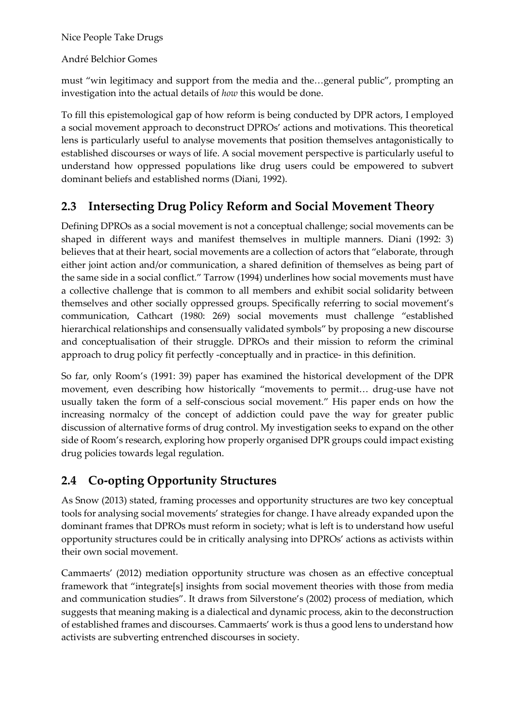must "win legitimacy and support from the media and the…general public", prompting an investigation into the actual details of *how* this would be done.

To fill this epistemological gap of how reform is being conducted by DPR actors, I employed a social movement approach to deconstruct DPROs' actions and motivations. This theoretical lens is particularly useful to analyse movements that position themselves antagonistically to established discourses or ways of life. A social movement perspective is particularly useful to understand how oppressed populations like drug users could be empowered to subvert dominant beliefs and established norms (Diani, 1992).

## 2.3 Intersecting Drug Policy Reform and Social Movement Theory

Defining DPROs as a social movement is not a conceptual challenge; social movements can be shaped in different ways and manifest themselves in multiple manners. Diani (1992: 3) believes that at their heart, social movements are a collection of actors that "elaborate, through either joint action and/or communication, a shared definition of themselves as being part of the same side in a social conflict." Tarrow (1994) underlines how social movements must have a collective challenge that is common to all members and exhibit social solidarity between themselves and other socially oppressed groups. Specifically referring to social movement's communication, Cathcart (1980: 269) social movements must challenge "established hierarchical relationships and consensually validated symbols" by proposing a new discourse and conceptualisation of their struggle. DPROs and their mission to reform the criminal approach to drug policy fit perfectly -conceptually and in practice- in this definition.

So far, only Room's (1991: 39) paper has examined the historical development of the DPR movement, even describing how historically "movements to permit… drug-use have not usually taken the form of a self-conscious social movement." His paper ends on how the increasing normalcy of the concept of addiction could pave the way for greater public discussion of alternative forms of drug control. My investigation seeks to expand on the other side of Room's research, exploring how properly organised DPR groups could impact existing drug policies towards legal regulation.

## 2.4 Co-opting Opportunity Structures

As Snow (2013) stated, framing processes and opportunity structures are two key conceptual tools for analysing social movements' strategies for change. I have already expanded upon the dominant frames that DPROs must reform in society; what is left is to understand how useful opportunity structures could be in critically analysing into DPROs' actions as activists within their own social movement.

Cammaerts' (2012) mediation opportunity structure was chosen as an effective conceptual framework that "integrate[s] insights from social movement theories with those from media and communication studies". It draws from Silverstone's (2002) process of mediation, which suggests that meaning making is a dialectical and dynamic process, akin to the deconstruction of established frames and discourses. Cammaerts' work is thus a good lens to understand how activists are subverting entrenched discourses in society.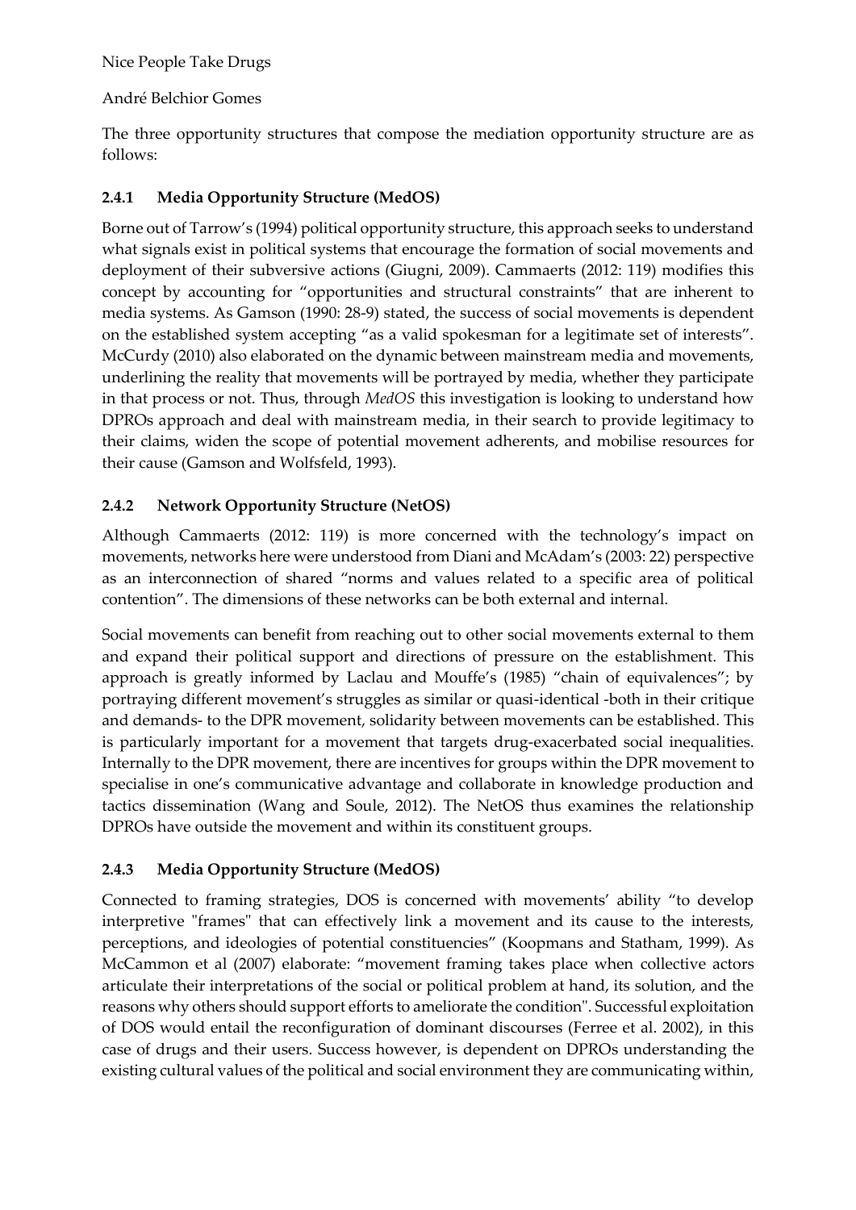The three opportunity structures that compose the mediation opportunity structure are as follows:

### 2.4.1 Media Opportunity Structure (MedOS)

Borne out of Tarrow's (1994) political opportunity structure, this approach seeks to understand what signals exist in political systems that encourage the formation of social movements and deployment of their subversive actions (Giugni, 2009). Cammaerts (2012: 119) modifies this concept by accounting for "opportunities and structural constraints" that are inherent to media systems. As Gamson (1990: 28-9) stated, the success of social movements is dependent on the established system accepting "as a valid spokesman for a legitimate set of interests". McCurdy (2010) also elaborated on the dynamic between mainstream media and movements, underlining the reality that movements will be portrayed by media, whether they participate in that process or not. Thus, through *MedOS* this investigation is looking to understand how DPROs approach and deal with mainstream media, in their search to provide legitimacy to their claims, widen the scope of potential movement adherents, and mobilise resources for their cause (Gamson and Wolfsfeld, 1993).

### 2.4.2 Network Opportunity Structure (NetOS)

Although Cammaerts (2012: 119) is more concerned with the technology's impact on movements, networks here were understood from Diani and McAdam's (2003: 22) perspective as an interconnection of shared "norms and values related to a specific area of political contention". The dimensions of these networks can be both external and internal.

Social movements can benefit from reaching out to other social movements external to them and expand their political support and directions of pressure on the establishment. This approach is greatly informed by Laclau and Mouffe's (1985) "chain of equivalences"; by portraying different movement's struggles as similar or quasi-identical -both in their critique and demands- to the DPR movement, solidarity between movements can be established. This is particularly important for a movement that targets drug-exacerbated social inequalities. Internally to the DPR movement, there are incentives for groups within the DPR movement to specialise in one's communicative advantage and collaborate in knowledge production and tactics dissemination (Wang and Soule, 2012). The NetOS thus examines the relationship DPROs have outside the movement and within its constituent groups.

### 2.4.3 Media Opportunity Structure (MedOS)

Connected to framing strategies, DOS is concerned with movements' ability "to develop interpretive "frames" that can effectively link a movement and its cause to the interests, perceptions, and ideologies of potential constituencies" (Koopmans and Statham, 1999). As McCammon et al (2007) elaborate: "movement framing takes place when collective actors articulate their interpretations of the social or political problem at hand, its solution, and the reasons why others should support efforts to ameliorate the condition". Successful exploitation of DOS would entail the reconfiguration of dominant discourses (Ferree et al. 2002), in this case of drugs and their users. Success however, is dependent on DPROs understanding the existing cultural values of the political and social environment they are communicating within,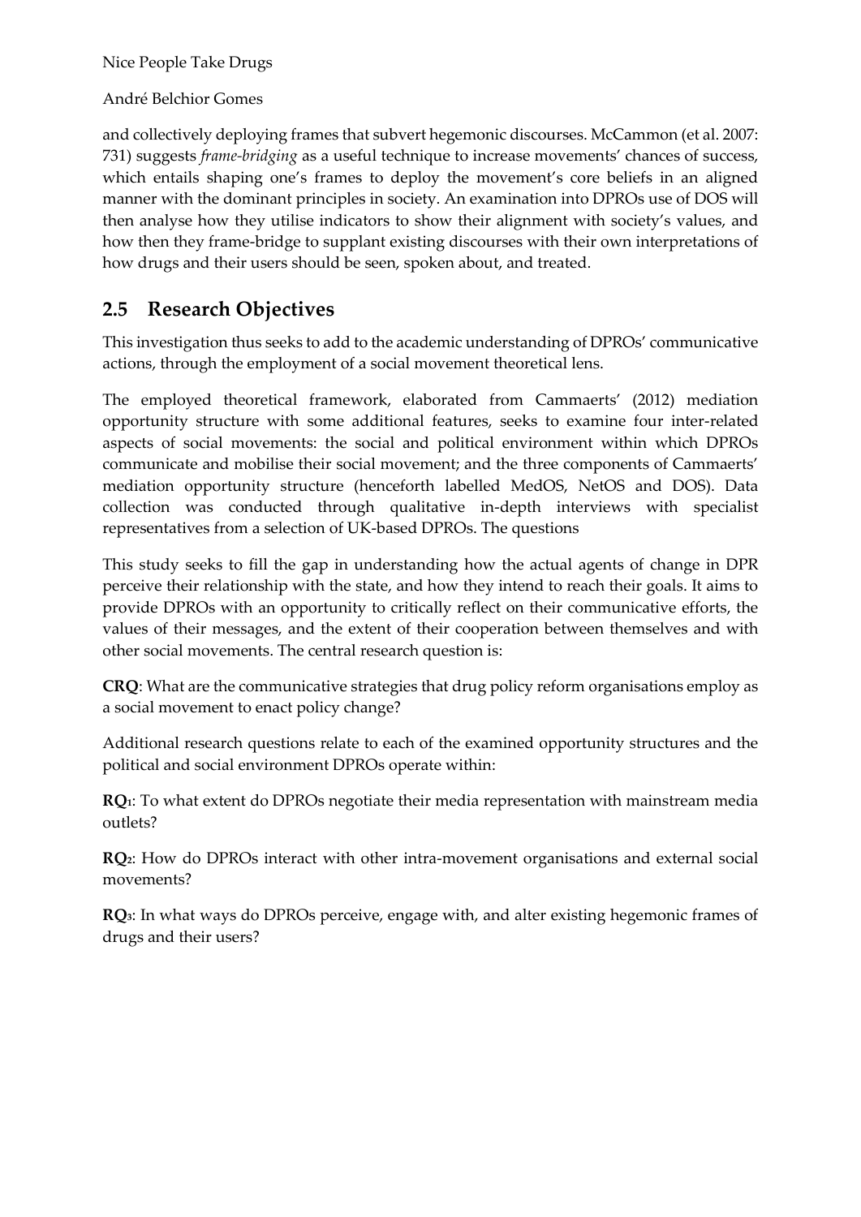and collectively deploying frames that subvert hegemonic discourses. McCammon (et al. 2007: 731) suggests *frame-bridging* as a useful technique to increase movements' chances of success, which entails shaping one's frames to deploy the movement's core beliefs in an aligned manner with the dominant principles in society. An examination into DPROs use of DOS will then analyse how they utilise indicators to show their alignment with society's values, and how then they frame-bridge to supplant existing discourses with their own interpretations of how drugs and their users should be seen, spoken about, and treated.

## 2.5 Research Objectives

This investigation thus seeks to add to the academic understanding of DPROs' communicative actions, through the employment of a social movement theoretical lens.

The employed theoretical framework, elaborated from Cammaerts' (2012) mediation opportunity structure with some additional features, seeks to examine four inter-related aspects of social movements: the social and political environment within which DPROs communicate and mobilise their social movement; and the three components of Cammaerts' mediation opportunity structure (henceforth labelled MedOS, NetOS and DOS). Data collection was conducted through qualitative in-depth interviews with specialist representatives from a selection of UK-based DPROs. The questions

This study seeks to fill the gap in understanding how the actual agents of change in DPR perceive their relationship with the state, and how they intend to reach their goals. It aims to provide DPROs with an opportunity to critically reflect on their communicative efforts, the values of their messages, and the extent of their cooperation between themselves and with other social movements. The central research question is:

**CRQ**: What are the communicative strategies that drug policy reform organisations employ as a social movement to enact policy change?

Additional research questions relate to each of the examined opportunity structures and the political and social environment DPROs operate within:

**RQ1**: To what extent do DPROs negotiate their media representation with mainstream media outlets?

**RQ2**: How do DPROs interact with other intra-movement organisations and external social movements?

**RQ3**: In what ways do DPROs perceive, engage with, and alter existing hegemonic frames of drugs and their users?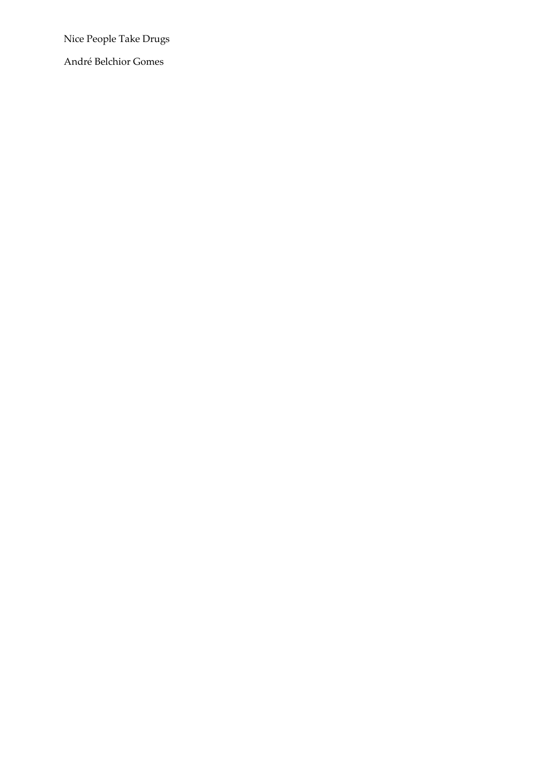Nice People Take Drugs

André Belchior Gomes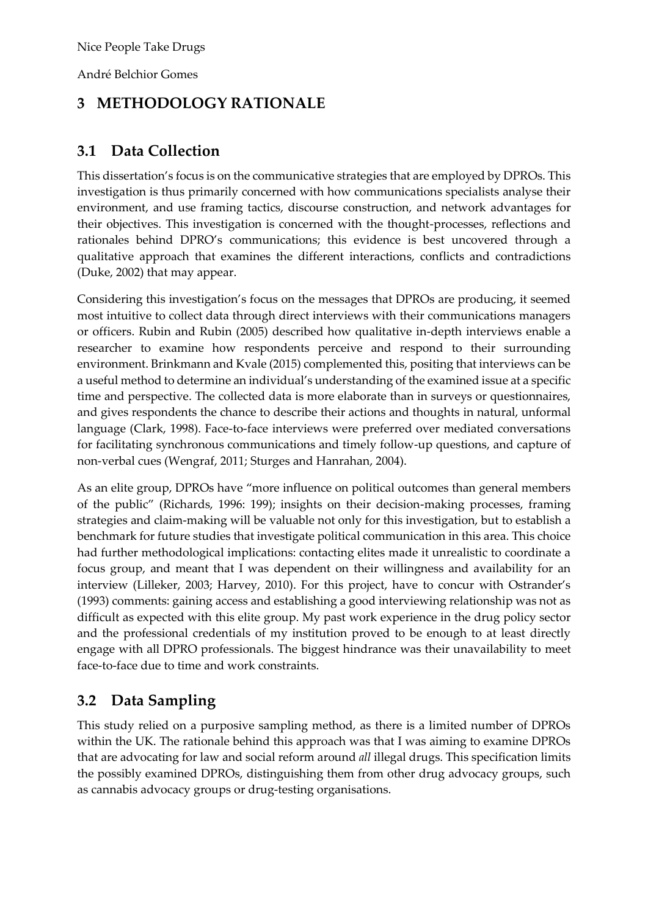# 3 METHODOLOGY RATIONALE

## 3.1 Data Collection

This dissertation's focus is on the communicative strategies that are employed by DPROs. This investigation is thus primarily concerned with how communications specialists analyse their environment, and use framing tactics, discourse construction, and network advantages for their objectives. This investigation is concerned with the thought-processes, reflections and rationales behind DPRO's communications; this evidence is best uncovered through a qualitative approach that examines the different interactions, conflicts and contradictions (Duke, 2002) that may appear.

Considering this investigation's focus on the messages that DPROs are producing, it seemed most intuitive to collect data through direct interviews with their communications managers or officers. Rubin and Rubin (2005) described how qualitative in-depth interviews enable a researcher to examine how respondents perceive and respond to their surrounding environment. Brinkmann and Kvale (2015) complemented this, positing that interviews can be a useful method to determine an individual's understanding of the examined issue at a specific time and perspective. The collected data is more elaborate than in surveys or questionnaires, and gives respondents the chance to describe their actions and thoughts in natural, unformal language (Clark, 1998). Face-to-face interviews were preferred over mediated conversations for facilitating synchronous communications and timely follow-up questions, and capture of non-verbal cues (Wengraf, 2011; Sturges and Hanrahan, 2004).

As an elite group, DPROs have "more influence on political outcomes than general members of the public" (Richards, 1996: 199); insights on their decision-making processes, framing strategies and claim-making will be valuable not only for this investigation, but to establish a benchmark for future studies that investigate political communication in this area. This choice had further methodological implications: contacting elites made it unrealistic to coordinate a focus group, and meant that I was dependent on their willingness and availability for an interview (Lilleker, 2003; Harvey, 2010). For this project, have to concur with Ostrander's (1993) comments: gaining access and establishing a good interviewing relationship was not as difficult as expected with this elite group. My past work experience in the drug policy sector and the professional credentials of my institution proved to be enough to at least directly engage with all DPRO professionals. The biggest hindrance was their unavailability to meet face-to-face due to time and work constraints.

## 3.2 Data Sampling

This study relied on a purposive sampling method, as there is a limited number of DPROs within the UK. The rationale behind this approach was that I was aiming to examine DPROs that are advocating for law and social reform around *all* illegal drugs. This specification limits the possibly examined DPROs, distinguishing them from other drug advocacy groups, such as cannabis advocacy groups or drug-testing organisations.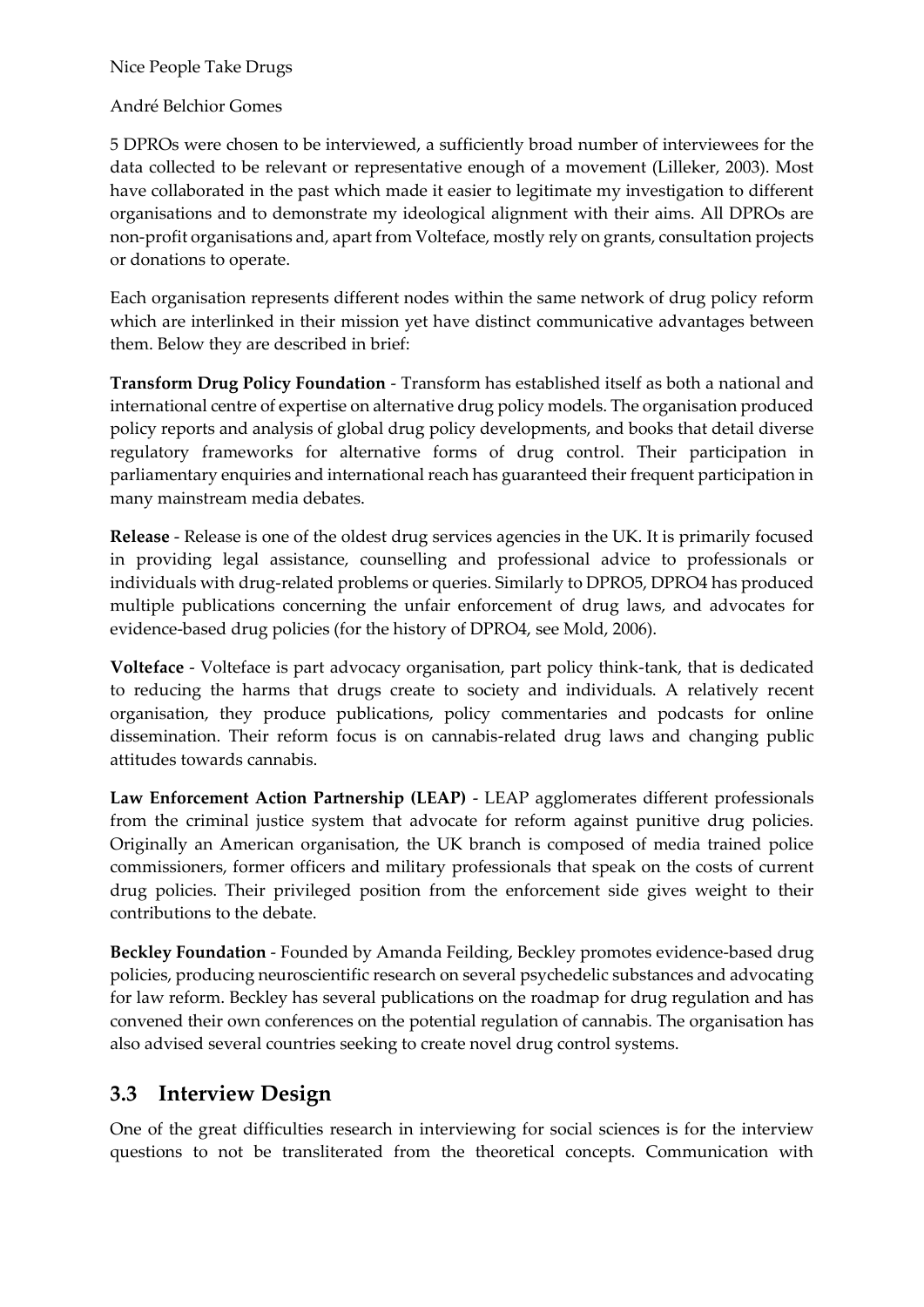5 DPROs were chosen to be interviewed, a sufficiently broad number of interviewees for the data collected to be relevant or representative enough of a movement (Lilleker, 2003). Most have collaborated in the past which made it easier to legitimate my investigation to different organisations and to demonstrate my ideological alignment with their aims. All DPROs are non-profit organisations and, apart from Volteface, mostly rely on grants, consultation projects or donations to operate.

Each organisation represents different nodes within the same network of drug policy reform which are interlinked in their mission yet have distinct communicative advantages between them. Below they are described in brief:

**Transform Drug Policy Foundation** - Transform has established itself as both a national and international centre of expertise on alternative drug policy models. The organisation produced policy reports and analysis of global drug policy developments, and books that detail diverse regulatory frameworks for alternative forms of drug control. Their participation in parliamentary enquiries and international reach has guaranteed their frequent participation in many mainstream media debates.

**Release** - Release is one of the oldest drug services agencies in the UK. It is primarily focused in providing legal assistance, counselling and professional advice to professionals or individuals with drug-related problems or queries. Similarly to DPRO5, DPRO4 has produced multiple publications concerning the unfair enforcement of drug laws, and advocates for evidence-based drug policies (for the history of DPRO4, see Mold, 2006).

**Volteface** - Volteface is part advocacy organisation, part policy think-tank, that is dedicated to reducing the harms that drugs create to society and individuals. A relatively recent organisation, they produce publications, policy commentaries and podcasts for online dissemination. Their reform focus is on cannabis-related drug laws and changing public attitudes towards cannabis.

**Law Enforcement Action Partnership (LEAP)** - LEAP agglomerates different professionals from the criminal justice system that advocate for reform against punitive drug policies. Originally an American organisation, the UK branch is composed of media trained police commissioners, former officers and military professionals that speak on the costs of current drug policies. Their privileged position from the enforcement side gives weight to their contributions to the debate.

**Beckley Foundation** - Founded by Amanda Feilding, Beckley promotes evidence-based drug policies, producing neuroscientific research on several psychedelic substances and advocating for law reform. Beckley has several publications on the roadmap for drug regulation and has convened their own conferences on the potential regulation of cannabis. The organisation has also advised several countries seeking to create novel drug control systems.

## 3.3 Interview Design

One of the great difficulties research in interviewing for social sciences is for the interview questions to not be transliterated from the theoretical concepts. Communication with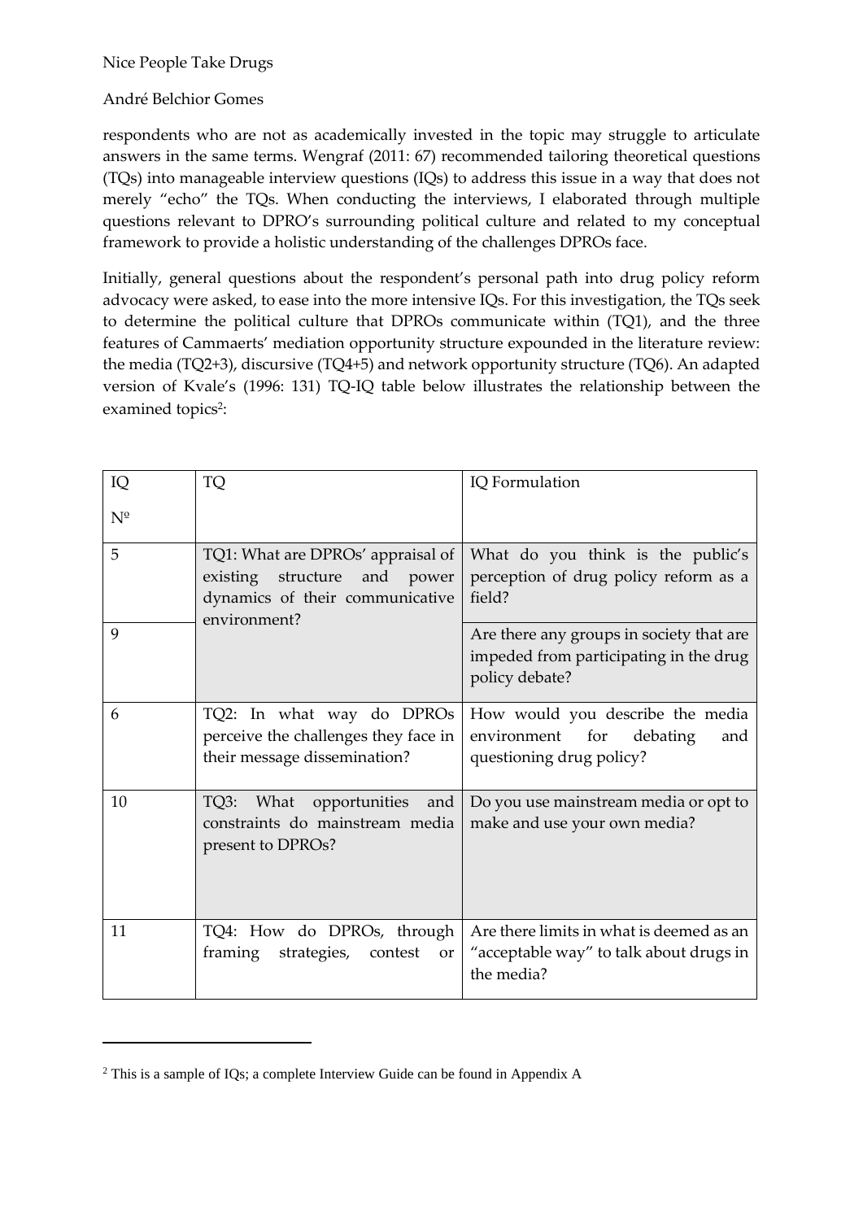respondents who are not as academically invested in the topic may struggle to articulate answers in the same terms. Wengraf (2011: 67) recommended tailoring theoretical questions (TQs) into manageable interview questions (IQs) to address this issue in a way that does not merely "echo" the TQs. When conducting the interviews, I elaborated through multiple questions relevant to DPRO's surrounding political culture and related to my conceptual framework to provide a holistic understanding of the challenges DPROs face.

Initially, general questions about the respondent's personal path into drug policy reform advocacy were asked, to ease into the more intensive IQs. For this investigation, the TQs seek to determine the political culture that DPROs communicate within (TQ1), and the three features of Cammaerts' mediation opportunity structure expounded in the literature review: the media (TQ2+3), discursive (TQ4+5) and network opportunity structure (TQ6). An adapted version of Kvale's (1996: 131) TQ-IQ table below illustrates the relationship between the examined topics[2]:

| IQ Nº | TQ | IQ Formulation |
|---|---|---|
| 5 | TQ1: What are DPROs' appraisal of existing structure and power dynamics of their communicative environment? | What do you think is the public's perception of drug policy reform as a field? |
| 9 | | Are there any groups in society that are impeded from participating in the drug policy debate? |
| 6 | TQ2: In what way do DPROs perceive the challenges they face in their message dissemination? | How would you describe the media environment for debating and questioning drug policy? |
| 10 | TQ3: What opportunities and constraints do mainstream media present to DPROs? | Do you use mainstream media or opt to make and use your own media? |
| 11 | TQ4: How do DPROs, through framing strategies, contest or | Are there limits in what is deemed as an "acceptable way" to talk about drugs in the media? |

[2] This is a sample of IQs; a complete Interview Guide can be found in Appendix A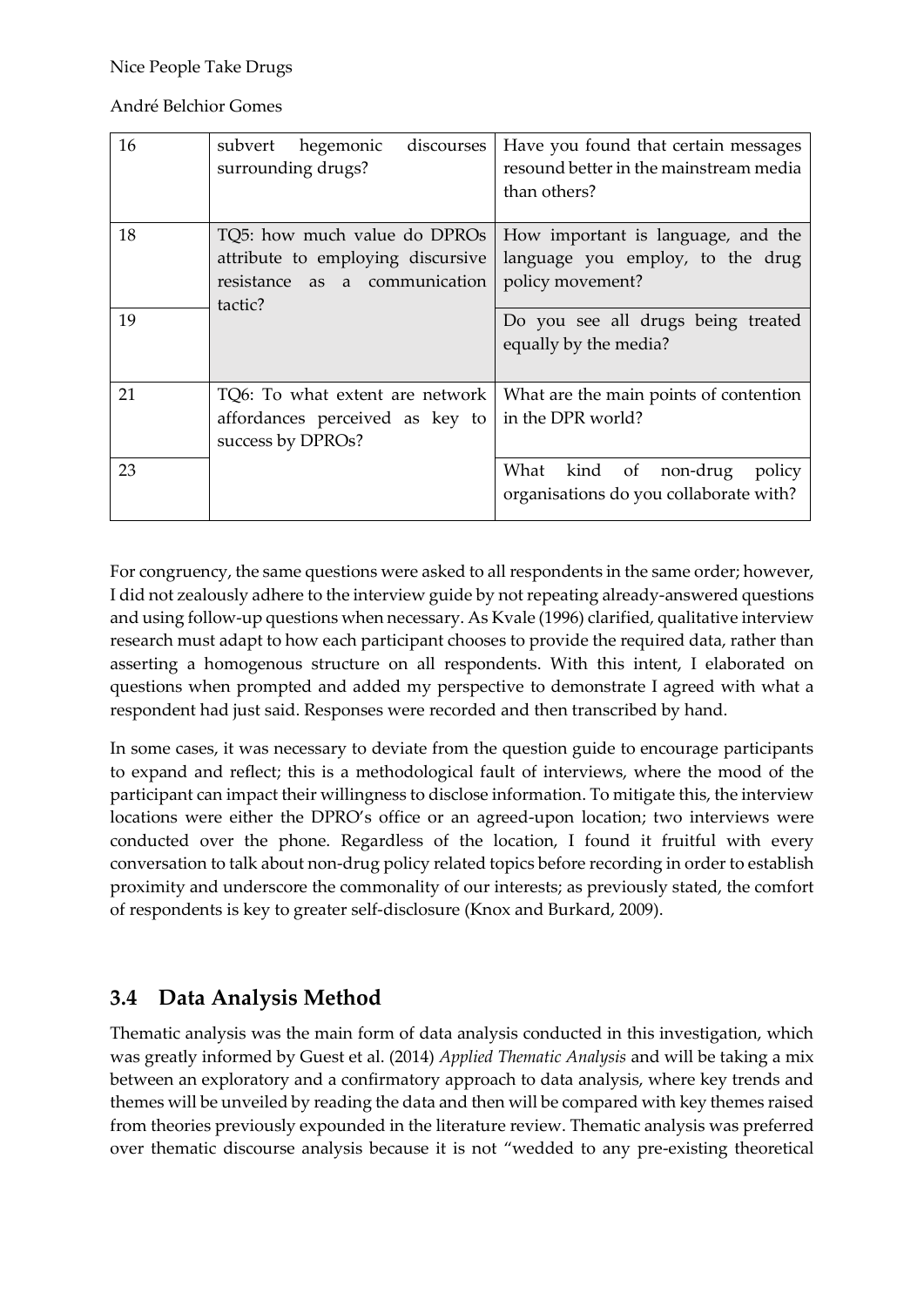| | | |
|---|---|---|
| 16 | subvert hegemonic discourses surrounding drugs? | Have you found that certain messages resound better in the mainstream media than others? |
| 18 | TQ5: how much value do DPROs attribute to employing discursive resistance as a communication tactic? | How important is language, and the language you employ, to the drug policy movement? |
| 19 | | Do you see all drugs being treated equally by the media? |
| 21 | TQ6: To what extent are network affordances perceived as key to success by DPROs? | What are the main points of contention in the DPR world? |
| 23 | | What kind of non-drug policy organisations do you collaborate with? |

For congruency, the same questions were asked to all respondents in the same order; however, I did not zealously adhere to the interview guide by not repeating already-answered questions and using follow-up questions when necessary. As Kvale (1996) clarified, qualitative interview research must adapt to how each participant chooses to provide the required data, rather than asserting a homogenous structure on all respondents. With this intent, I elaborated on questions when prompted and added my perspective to demonstrate I agreed with what a respondent had just said. Responses were recorded and then transcribed by hand.

In some cases, it was necessary to deviate from the question guide to encourage participants to expand and reflect; this is a methodological fault of interviews, where the mood of the participant can impact their willingness to disclose information. To mitigate this, the interview locations were either the DPRO's office or an agreed-upon location; two interviews were conducted over the phone. Regardless of the location, I found it fruitful with every conversation to talk about non-drug policy related topics before recording in order to establish proximity and underscore the commonality of our interests; as previously stated, the comfort of respondents is key to greater self-disclosure (Knox and Burkard, 2009).

## 3.4 Data Analysis Method

Thematic analysis was the main form of data analysis conducted in this investigation, which was greatly informed by Guest et al. (2014) *Applied Thematic Analysis* and will be taking a mix between an exploratory and a confirmatory approach to data analysis, where key trends and themes will be unveiled by reading the data and then will be compared with key themes raised from theories previously expounded in the literature review. Thematic analysis was preferred over thematic discourse analysis because it is not "wedded to any pre-existing theoretical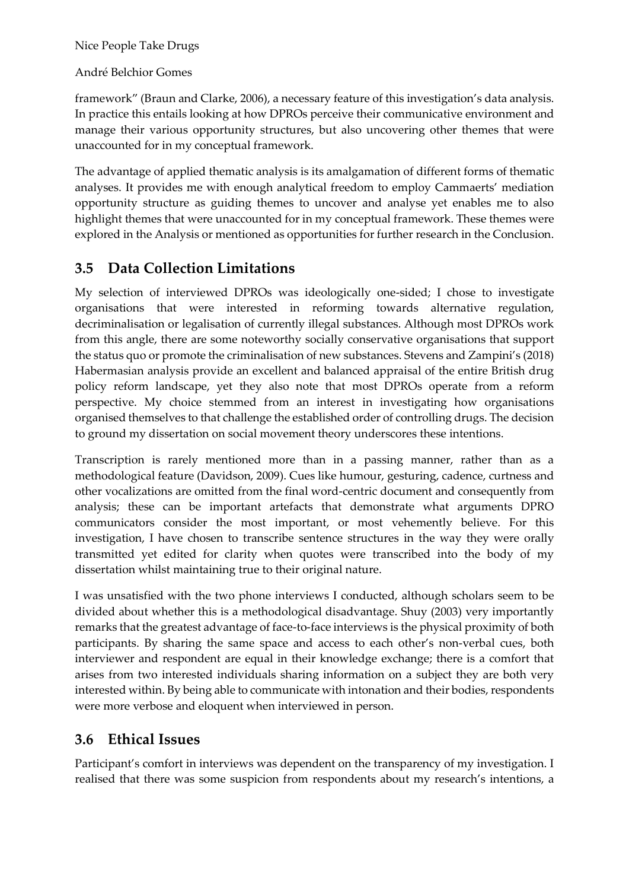framework" (Braun and Clarke, 2006), a necessary feature of this investigation's data analysis. In practice this entails looking at how DPROs perceive their communicative environment and manage their various opportunity structures, but also uncovering other themes that were unaccounted for in my conceptual framework.

The advantage of applied thematic analysis is its amalgamation of different forms of thematic analyses. It provides me with enough analytical freedom to employ Cammaerts' mediation opportunity structure as guiding themes to uncover and analyse yet enables me to also highlight themes that were unaccounted for in my conceptual framework. These themes were explored in the Analysis or mentioned as opportunities for further research in the Conclusion.

## 3.5 Data Collection Limitations

My selection of interviewed DPROs was ideologically one-sided; I chose to investigate organisations that were interested in reforming towards alternative regulation, decriminalisation or legalisation of currently illegal substances. Although most DPROs work from this angle, there are some noteworthy socially conservative organisations that support the status quo or promote the criminalisation of new substances. Stevens and Zampini's (2018) Habermasian analysis provide an excellent and balanced appraisal of the entire British drug policy reform landscape, yet they also note that most DPROs operate from a reform perspective. My choice stemmed from an interest in investigating how organisations organised themselves to that challenge the established order of controlling drugs. The decision to ground my dissertation on social movement theory underscores these intentions.

Transcription is rarely mentioned more than in a passing manner, rather than as a methodological feature (Davidson, 2009). Cues like humour, gesturing, cadence, curtness and other vocalizations are omitted from the final word-centric document and consequently from analysis; these can be important artefacts that demonstrate what arguments DPRO communicators consider the most important, or most vehemently believe. For this investigation, I have chosen to transcribe sentence structures in the way they were orally transmitted yet edited for clarity when quotes were transcribed into the body of my dissertation whilst maintaining true to their original nature.

I was unsatisfied with the two phone interviews I conducted, although scholars seem to be divided about whether this is a methodological disadvantage. Shuy (2003) very importantly remarks that the greatest advantage of face-to-face interviews is the physical proximity of both participants. By sharing the same space and access to each other's non-verbal cues, both interviewer and respondent are equal in their knowledge exchange; there is a comfort that arises from two interested individuals sharing information on a subject they are both very interested within. By being able to communicate with intonation and their bodies, respondents were more verbose and eloquent when interviewed in person.

## 3.6 Ethical Issues

Participant's comfort in interviews was dependent on the transparency of my investigation. I realised that there was some suspicion from respondents about my research's intentions, a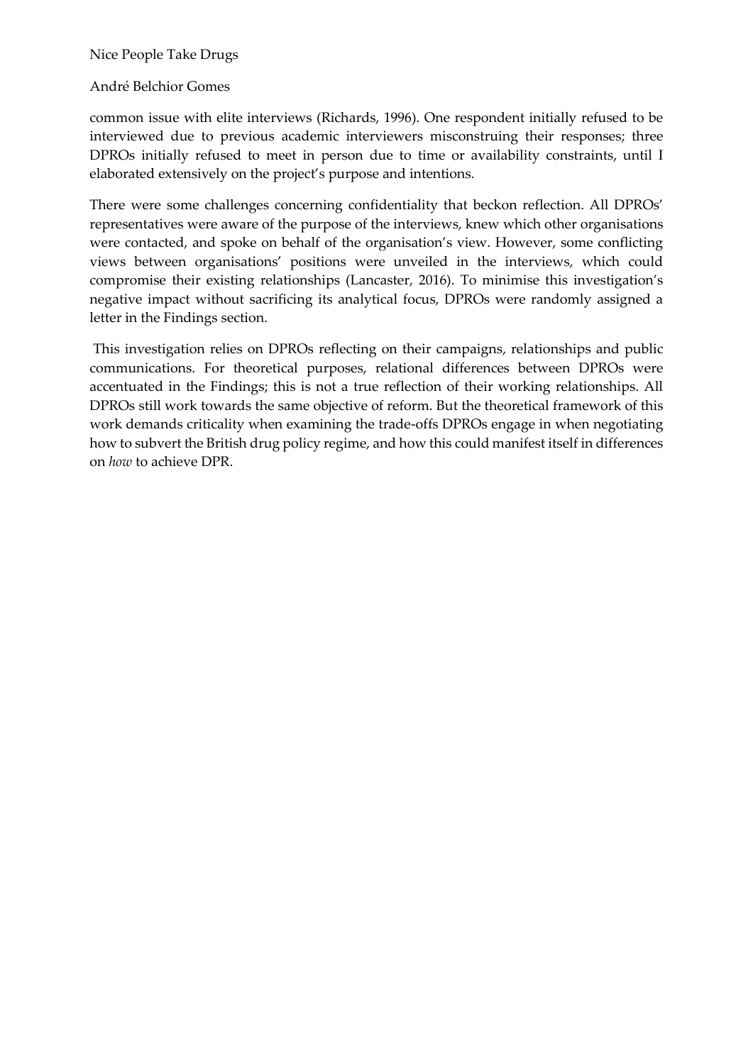common issue with elite interviews (Richards, 1996). One respondent initially refused to be interviewed due to previous academic interviewers misconstruing their responses; three DPROs initially refused to meet in person due to time or availability constraints, until I elaborated extensively on the project's purpose and intentions.

There were some challenges concerning confidentiality that beckon reflection. All DPROs' representatives were aware of the purpose of the interviews, knew which other organisations were contacted, and spoke on behalf of the organisation's view. However, some conflicting views between organisations' positions were unveiled in the interviews, which could compromise their existing relationships (Lancaster, 2016). To minimise this investigation's negative impact without sacrificing its analytical focus, DPROs were randomly assigned a letter in the Findings section.

This investigation relies on DPROs reflecting on their campaigns, relationships and public communications. For theoretical purposes, relational differences between DPROs were accentuated in the Findings; this is not a true reflection of their working relationships. All DPROs still work towards the same objective of reform. But the theoretical framework of this work demands criticality when examining the trade-offs DPROs engage in when negotiating how to subvert the British drug policy regime, and how this could manifest itself in differences on *how* to achieve DPR.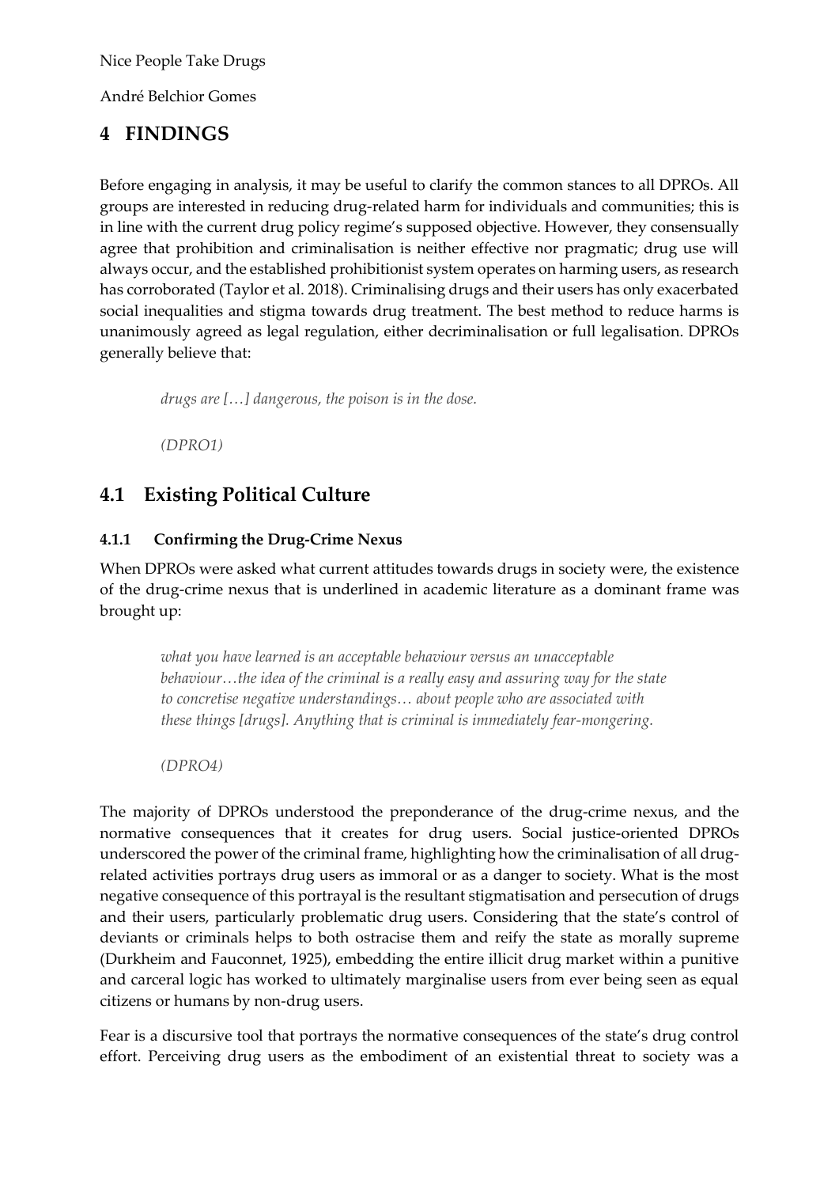# 4 FINDINGS

Before engaging in analysis, it may be useful to clarify the common stances to all DPROs. All groups are interested in reducing drug-related harm for individuals and communities; this is in line with the current drug policy regime's supposed objective. However, they consensually agree that prohibition and criminalisation is neither effective nor pragmatic; drug use will always occur, and the established prohibitionist system operates on harming users, as research has corroborated (Taylor et al. 2018). Criminalising drugs and their users has only exacerbated social inequalities and stigma towards drug treatment. The best method to reduce harms is unanimously agreed as legal regulation, either decriminalisation or full legalisation. DPROs generally believe that:

> *drugs are […] dangerous, the poison is in the dose.*
>
> *(DPRO1)*

## 4.1 Existing Political Culture

### 4.1.1 Confirming the Drug-Crime Nexus

When DPROs were asked what current attitudes towards drugs in society were, the existence of the drug-crime nexus that is underlined in academic literature as a dominant frame was brought up:

> *what you have learned is an acceptable behaviour versus an unacceptable behaviour…the idea of the criminal is a really easy and assuring way for the state to concretise negative understandings… about people who are associated with these things [drugs]. Anything that is criminal is immediately fear-mongering.*
>
> *(DPRO4)*

The majority of DPROs understood the preponderance of the drug-crime nexus, and the normative consequences that it creates for drug users. Social justice-oriented DPROs underscored the power of the criminal frame, highlighting how the criminalisation of all drug-related activities portrays drug users as immoral or as a danger to society. What is the most negative consequence of this portrayal is the resultant stigmatisation and persecution of drugs and their users, particularly problematic drug users. Considering that the state's control of deviants or criminals helps to both ostracise them and reify the state as morally supreme (Durkheim and Fauconnet, 1925), embedding the entire illicit drug market within a punitive and carceral logic has worked to ultimately marginalise users from ever being seen as equal citizens or humans by non-drug users.

Fear is a discursive tool that portrays the normative consequences of the state's drug control effort. Perceiving drug users as the embodiment of an existential threat to society was a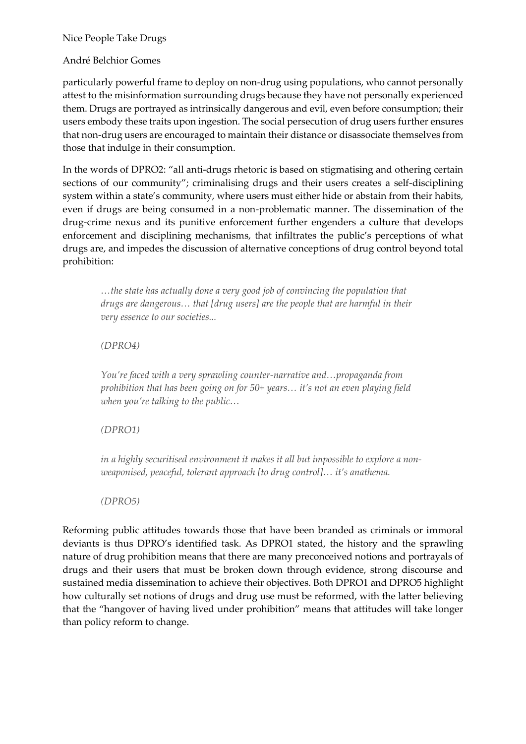particularly powerful frame to deploy on non-drug using populations, who cannot personally attest to the misinformation surrounding drugs because they have not personally experienced them. Drugs are portrayed as intrinsically dangerous and evil, even before consumption; their users embody these traits upon ingestion. The social persecution of drug users further ensures that non-drug users are encouraged to maintain their distance or disassociate themselves from those that indulge in their consumption.

In the words of DPRO2: "all anti-drugs rhetoric is based on stigmatising and othering certain sections of our community"; criminalising drugs and their users creates a self-disciplining system within a state's community, where users must either hide or abstain from their habits, even if drugs are being consumed in a non-problematic manner. The dissemination of the drug-crime nexus and its punitive enforcement further engenders a culture that develops enforcement and disciplining mechanisms, that infiltrates the public's perceptions of what drugs are, and impedes the discussion of alternative conceptions of drug control beyond total prohibition:

> *…the state has actually done a very good job of convincing the population that drugs are dangerous… that [drug users] are the people that are harmful in their very essence to our societies...*
>
> *(DPRO4)*
>
> *You're faced with a very sprawling counter-narrative and…propaganda from prohibition that has been going on for 50+ years… it's not an even playing field when you're talking to the public…*
>
> *(DPRO1)*
>
> *in a highly securitised environment it makes it all but impossible to explore a non-weaponised, peaceful, tolerant approach [to drug control]… it's anathema.*
>
> *(DPRO5)*

Reforming public attitudes towards those that have been branded as criminals or immoral deviants is thus DPRO's identified task. As DPRO1 stated, the history and the sprawling nature of drug prohibition means that there are many preconceived notions and portrayals of drugs and their users that must be broken down through evidence, strong discourse and sustained media dissemination to achieve their objectives. Both DPRO1 and DPRO5 highlight how culturally set notions of drugs and drug use must be reformed, with the latter believing that the "hangover of having lived under prohibition" means that attitudes will take longer than policy reform to change.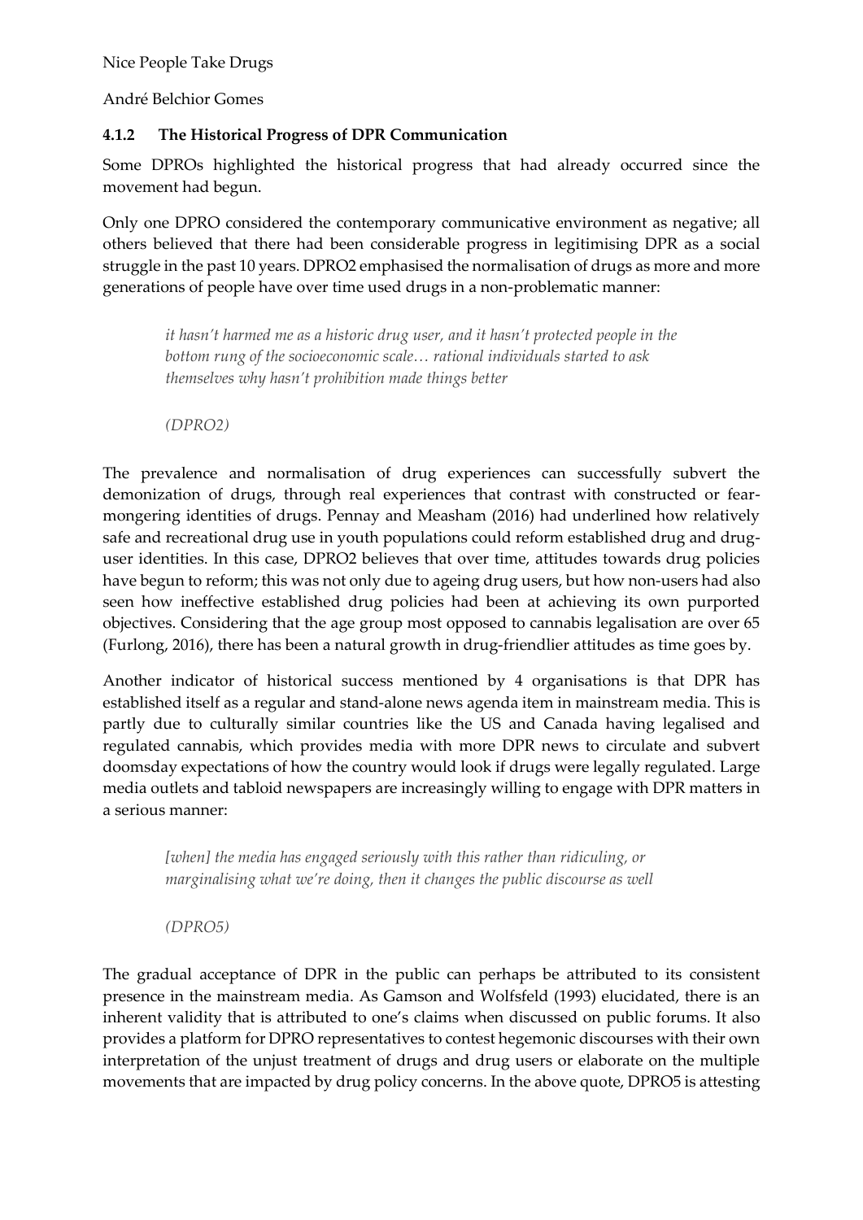### 4.1.2 The Historical Progress of DPR Communication

Some DPROs highlighted the historical progress that had already occurred since the movement had begun.

Only one DPRO considered the contemporary communicative environment as negative; all others believed that there had been considerable progress in legitimising DPR as a social struggle in the past 10 years. DPRO2 emphasised the normalisation of drugs as more and more generations of people have over time used drugs in a non-problematic manner:

> *it hasn't harmed me as a historic drug user, and it hasn't protected people in the bottom rung of the socioeconomic scale… rational individuals started to ask themselves why hasn't prohibition made things better*
>
> *(DPRO2)*

The prevalence and normalisation of drug experiences can successfully subvert the demonization of drugs, through real experiences that contrast with constructed or fear-mongering identities of drugs. Pennay and Measham (2016) had underlined how relatively safe and recreational drug use in youth populations could reform established drug and drug-user identities. In this case, DPRO2 believes that over time, attitudes towards drug policies have begun to reform; this was not only due to ageing drug users, but how non-users had also seen how ineffective established drug policies had been at achieving its own purported objectives. Considering that the age group most opposed to cannabis legalisation are over 65 (Furlong, 2016), there has been a natural growth in drug-friendlier attitudes as time goes by.

Another indicator of historical success mentioned by 4 organisations is that DPR has established itself as a regular and stand-alone news agenda item in mainstream media. This is partly due to culturally similar countries like the US and Canada having legalised and regulated cannabis, which provides media with more DPR news to circulate and subvert doomsday expectations of how the country would look if drugs were legally regulated. Large media outlets and tabloid newspapers are increasingly willing to engage with DPR matters in a serious manner:

> *[when] the media has engaged seriously with this rather than ridiculing, or marginalising what we're doing, then it changes the public discourse as well*
>
> *(DPRO5)*

The gradual acceptance of DPR in the public can perhaps be attributed to its consistent presence in the mainstream media. As Gamson and Wolfsfeld (1993) elucidated, there is an inherent validity that is attributed to one's claims when discussed on public forums. It also provides a platform for DPRO representatives to contest hegemonic discourses with their own interpretation of the unjust treatment of drugs and drug users or elaborate on the multiple movements that are impacted by drug policy concerns. In the above quote, DPRO5 is attesting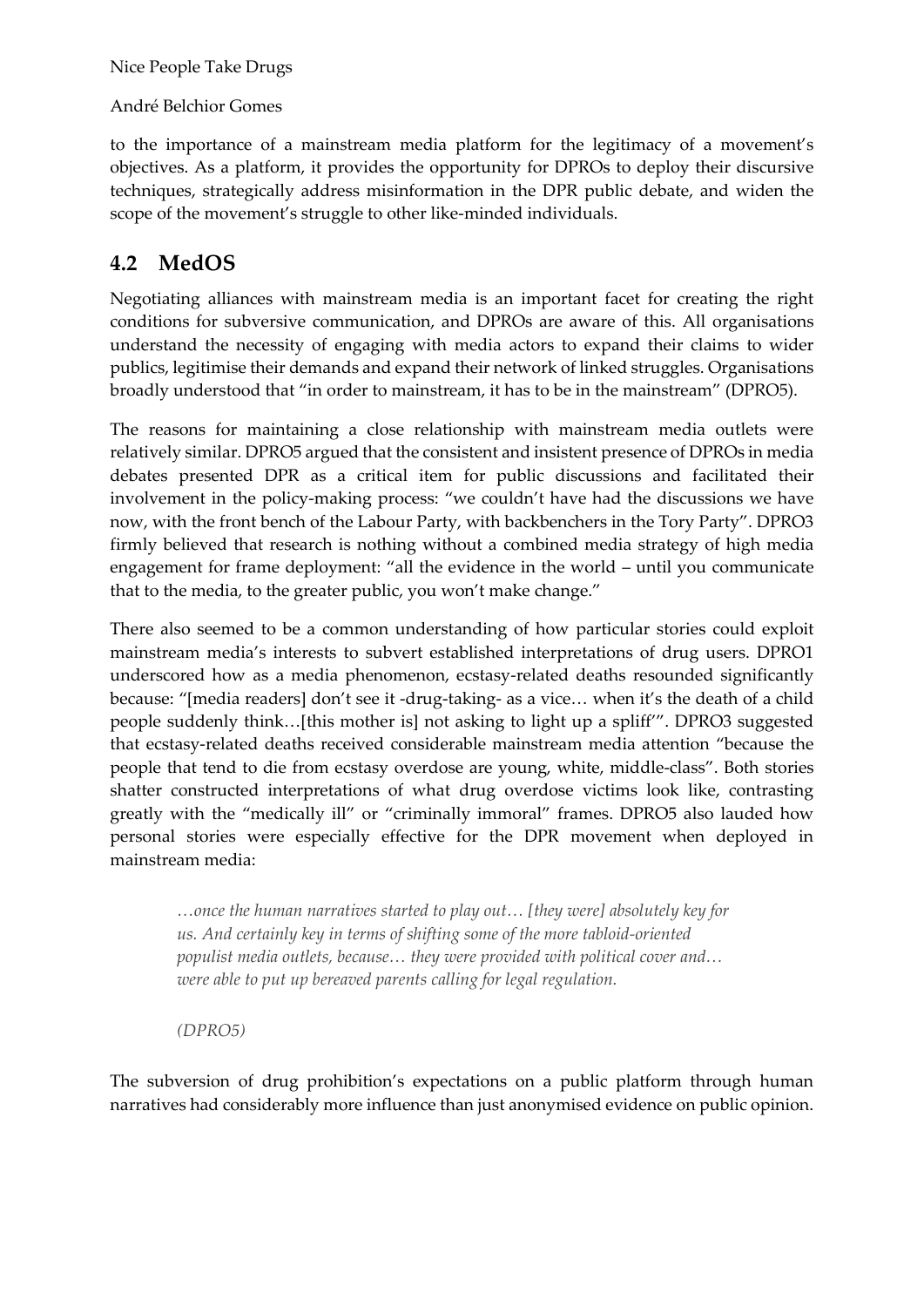to the importance of a mainstream media platform for the legitimacy of a movement's objectives. As a platform, it provides the opportunity for DPROs to deploy their discursive techniques, strategically address misinformation in the DPR public debate, and widen the scope of the movement's struggle to other like-minded individuals.

## 4.2 MedOS

Negotiating alliances with mainstream media is an important facet for creating the right conditions for subversive communication, and DPROs are aware of this. All organisations understand the necessity of engaging with media actors to expand their claims to wider publics, legitimise their demands and expand their network of linked struggles. Organisations broadly understood that "in order to mainstream, it has to be in the mainstream" (DPRO5).

The reasons for maintaining a close relationship with mainstream media outlets were relatively similar. DPRO5 argued that the consistent and insistent presence of DPROs in media debates presented DPR as a critical item for public discussions and facilitated their involvement in the policy-making process: "we couldn't have had the discussions we have now, with the front bench of the Labour Party, with backbenchers in the Tory Party". DPRO3 firmly believed that research is nothing without a combined media strategy of high media engagement for frame deployment: "all the evidence in the world – until you communicate that to the media, to the greater public, you won't make change."

There also seemed to be a common understanding of how particular stories could exploit mainstream media's interests to subvert established interpretations of drug users. DPRO1 underscored how as a media phenomenon, ecstasy-related deaths resounded significantly because: "[media readers] don't see it -drug-taking- as a vice… when it's the death of a child people suddenly think…[this mother is] not asking to light up a spliff'". DPRO3 suggested that ecstasy-related deaths received considerable mainstream media attention "because the people that tend to die from ecstasy overdose are young, white, middle-class". Both stories shatter constructed interpretations of what drug overdose victims look like, contrasting greatly with the "medically ill" or "criminally immoral" frames. DPRO5 also lauded how personal stories were especially effective for the DPR movement when deployed in mainstream media:

> *…once the human narratives started to play out… [they were] absolutely key for us. And certainly key in terms of shifting some of the more tabloid-oriented populist media outlets, because… they were provided with political cover and… were able to put up bereaved parents calling for legal regulation.*
>
> *(DPRO5)*

The subversion of drug prohibition's expectations on a public platform through human narratives had considerably more influence than just anonymised evidence on public opinion.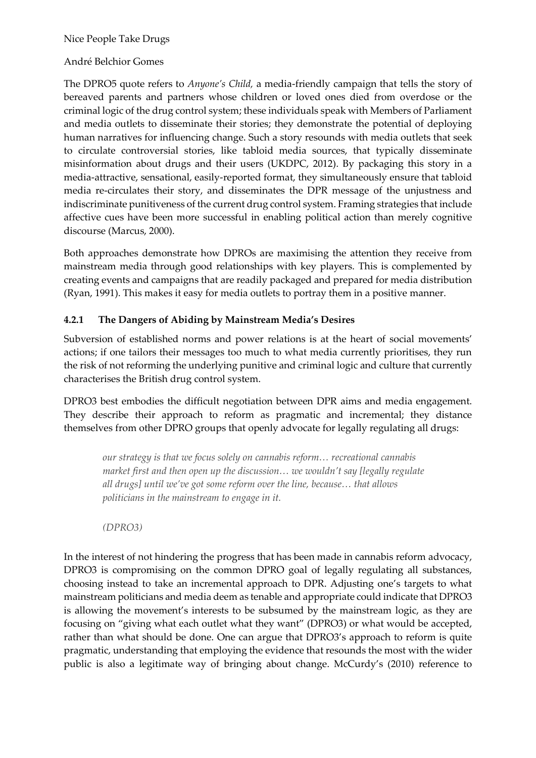The DPRO5 quote refers to *Anyone's Child,* a media-friendly campaign that tells the story of bereaved parents and partners whose children or loved ones died from overdose or the criminal logic of the drug control system; these individuals speak with Members of Parliament and media outlets to disseminate their stories; they demonstrate the potential of deploying human narratives for influencing change. Such a story resounds with media outlets that seek to circulate controversial stories, like tabloid media sources, that typically disseminate misinformation about drugs and their users (UKDPC, 2012). By packaging this story in a media-attractive, sensational, easily-reported format, they simultaneously ensure that tabloid media re-circulates their story, and disseminates the DPR message of the unjustness and indiscriminate punitiveness of the current drug control system. Framing strategies that include affective cues have been more successful in enabling political action than merely cognitive discourse (Marcus, 2000).

Both approaches demonstrate how DPROs are maximising the attention they receive from mainstream media through good relationships with key players. This is complemented by creating events and campaigns that are readily packaged and prepared for media distribution (Ryan, 1991). This makes it easy for media outlets to portray them in a positive manner.

### 4.2.1 The Dangers of Abiding by Mainstream Media's Desires

Subversion of established norms and power relations is at the heart of social movements' actions; if one tailors their messages too much to what media currently prioritises, they run the risk of not reforming the underlying punitive and criminal logic and culture that currently characterises the British drug control system.

DPRO3 best embodies the difficult negotiation between DPR aims and media engagement. They describe their approach to reform as pragmatic and incremental; they distance themselves from other DPRO groups that openly advocate for legally regulating all drugs:

> *our strategy is that we focus solely on cannabis reform… recreational cannabis market first and then open up the discussion… we wouldn't say [legally regulate all drugs] until we've got some reform over the line, because… that allows politicians in the mainstream to engage in it.*
>
> *(DPRO3)*

In the interest of not hindering the progress that has been made in cannabis reform advocacy, DPRO3 is compromising on the common DPRO goal of legally regulating all substances, choosing instead to take an incremental approach to DPR. Adjusting one's targets to what mainstream politicians and media deem as tenable and appropriate could indicate that DPRO3 is allowing the movement's interests to be subsumed by the mainstream logic, as they are focusing on "giving what each outlet what they want" (DPRO3) or what would be accepted, rather than what should be done. One can argue that DPRO3's approach to reform is quite pragmatic, understanding that employing the evidence that resounds the most with the wider public is also a legitimate way of bringing about change. McCurdy's (2010) reference to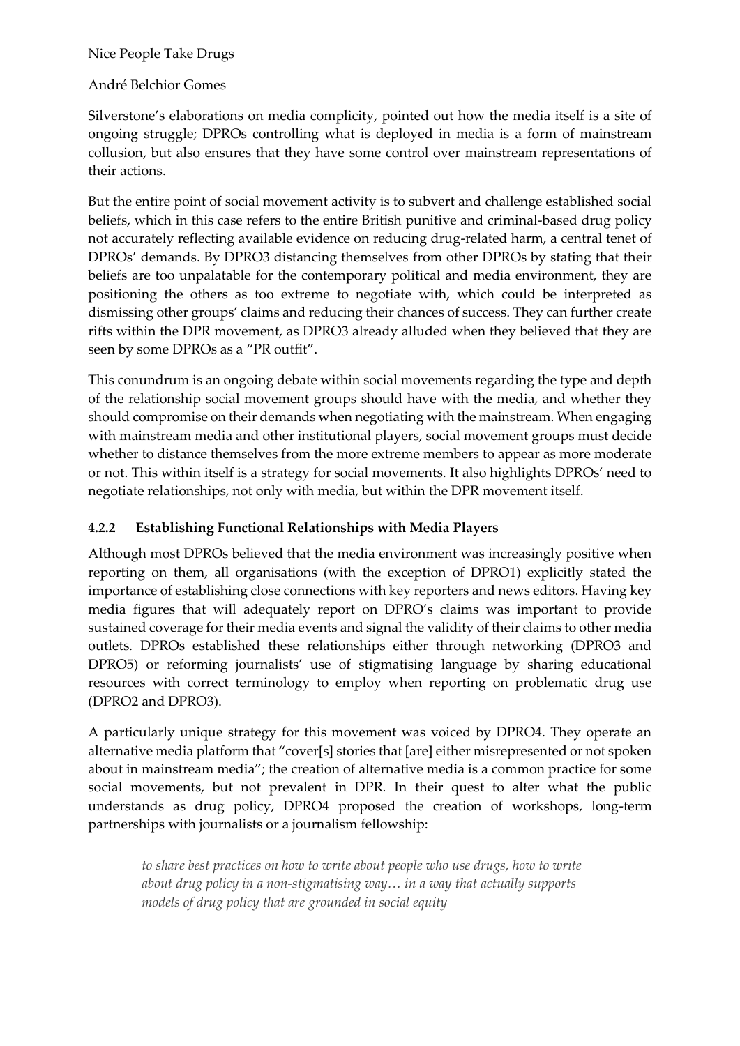Silverstone's elaborations on media complicity, pointed out how the media itself is a site of ongoing struggle; DPROs controlling what is deployed in media is a form of mainstream collusion, but also ensures that they have some control over mainstream representations of their actions.

But the entire point of social movement activity is to subvert and challenge established social beliefs, which in this case refers to the entire British punitive and criminal-based drug policy not accurately reflecting available evidence on reducing drug-related harm, a central tenet of DPROs' demands. By DPRO3 distancing themselves from other DPROs by stating that their beliefs are too unpalatable for the contemporary political and media environment, they are positioning the others as too extreme to negotiate with, which could be interpreted as dismissing other groups' claims and reducing their chances of success. They can further create rifts within the DPR movement, as DPRO3 already alluded when they believed that they are seen by some DPROs as a "PR outfit".

This conundrum is an ongoing debate within social movements regarding the type and depth of the relationship social movement groups should have with the media, and whether they should compromise on their demands when negotiating with the mainstream. When engaging with mainstream media and other institutional players, social movement groups must decide whether to distance themselves from the more extreme members to appear as more moderate or not. This within itself is a strategy for social movements. It also highlights DPROs' need to negotiate relationships, not only with media, but within the DPR movement itself.

### 4.2.2 Establishing Functional Relationships with Media Players

Although most DPROs believed that the media environment was increasingly positive when reporting on them, all organisations (with the exception of DPRO1) explicitly stated the importance of establishing close connections with key reporters and news editors. Having key media figures that will adequately report on DPRO's claims was important to provide sustained coverage for their media events and signal the validity of their claims to other media outlets. DPROs established these relationships either through networking (DPRO3 and DPRO5) or reforming journalists' use of stigmatising language by sharing educational resources with correct terminology to employ when reporting on problematic drug use (DPRO2 and DPRO3).

A particularly unique strategy for this movement was voiced by DPRO4. They operate an alternative media platform that "cover[s] stories that [are] either misrepresented or not spoken about in mainstream media"; the creation of alternative media is a common practice for some social movements, but not prevalent in DPR. In their quest to alter what the public understands as drug policy, DPRO4 proposed the creation of workshops, long-term partnerships with journalists or a journalism fellowship:

> *to share best practices on how to write about people who use drugs, how to write about drug policy in a non-stigmatising way… in a way that actually supports models of drug policy that are grounded in social equity*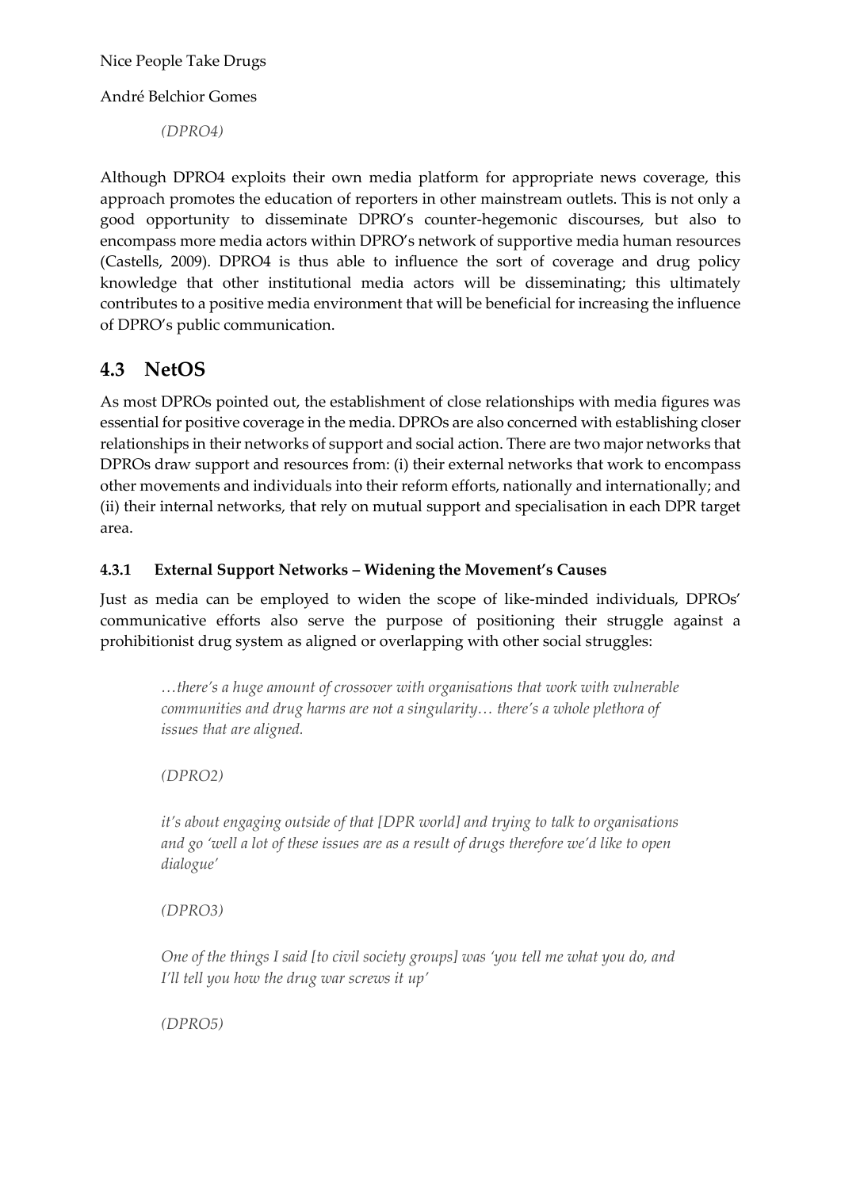*(DPRO4)*

Although DPRO4 exploits their own media platform for appropriate news coverage, this approach promotes the education of reporters in other mainstream outlets. This is not only a good opportunity to disseminate DPRO's counter-hegemonic discourses, but also to encompass more media actors within DPRO's network of supportive media human resources (Castells, 2009). DPRO4 is thus able to influence the sort of coverage and drug policy knowledge that other institutional media actors will be disseminating; this ultimately contributes to a positive media environment that will be beneficial for increasing the influence of DPRO's public communication.

## 4.3 NetOS

As most DPROs pointed out, the establishment of close relationships with media figures was essential for positive coverage in the media. DPROs are also concerned with establishing closer relationships in their networks of support and social action. There are two major networks that DPROs draw support and resources from: (i) their external networks that work to encompass other movements and individuals into their reform efforts, nationally and internationally; and (ii) their internal networks, that rely on mutual support and specialisation in each DPR target area.

### 4.3.1 External Support Networks – Widening the Movement's Causes

Just as media can be employed to widen the scope of like-minded individuals, DPROs' communicative efforts also serve the purpose of positioning their struggle against a prohibitionist drug system as aligned or overlapping with other social struggles:

> *…there's a huge amount of crossover with organisations that work with vulnerable communities and drug harms are not a singularity… there's a whole plethora of issues that are aligned.*
>
> *(DPRO2)*

> *it's about engaging outside of that [DPR world] and trying to talk to organisations and go 'well a lot of these issues are as a result of drugs therefore we'd like to open dialogue'*
>
> *(DPRO3)*

> *One of the things I said [to civil society groups] was 'you tell me what you do, and I'll tell you how the drug war screws it up'*
>
> *(DPRO5)*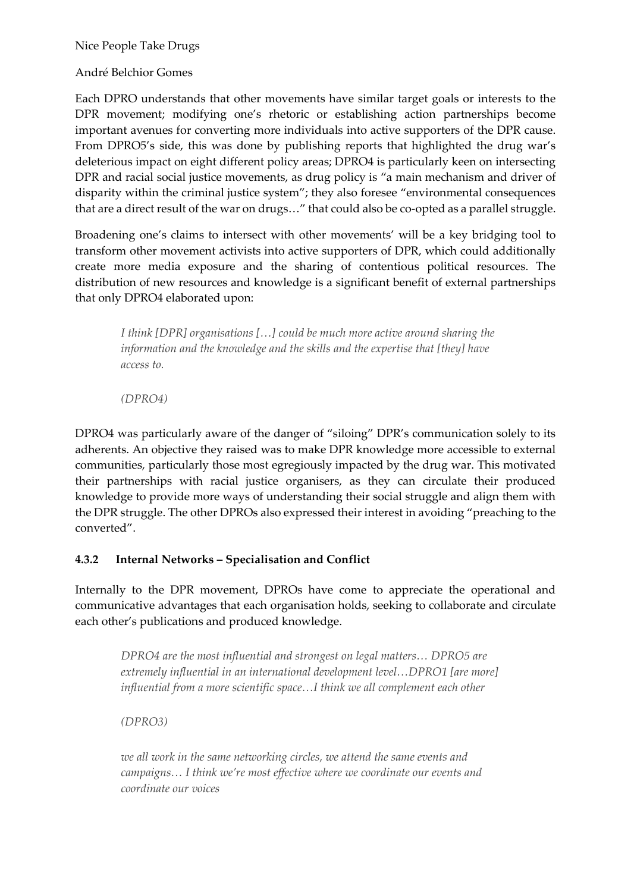Each DPRO understands that other movements have similar target goals or interests to the DPR movement; modifying one's rhetoric or establishing action partnerships become important avenues for converting more individuals into active supporters of the DPR cause. From DPRO5's side, this was done by publishing reports that highlighted the drug war's deleterious impact on eight different policy areas; DPRO4 is particularly keen on intersecting DPR and racial social justice movements, as drug policy is "a main mechanism and driver of disparity within the criminal justice system"; they also foresee "environmental consequences that are a direct result of the war on drugs…" that could also be co-opted as a parallel struggle.

Broadening one's claims to intersect with other movements' will be a key bridging tool to transform other movement activists into active supporters of DPR, which could additionally create more media exposure and the sharing of contentious political resources. The distribution of new resources and knowledge is a significant benefit of external partnerships that only DPRO4 elaborated upon:

> *I think [DPR] organisations […] could be much more active around sharing the information and the knowledge and the skills and the expertise that [they] have access to.*
>
> *(DPRO4)*

DPRO4 was particularly aware of the danger of "siloing" DPR's communication solely to its adherents. An objective they raised was to make DPR knowledge more accessible to external communities, particularly those most egregiously impacted by the drug war. This motivated their partnerships with racial justice organisers, as they can circulate their produced knowledge to provide more ways of understanding their social struggle and align them with the DPR struggle. The other DPROs also expressed their interest in avoiding "preaching to the converted".

### 4.3.2 Internal Networks – Specialisation and Conflict

Internally to the DPR movement, DPROs have come to appreciate the operational and communicative advantages that each organisation holds, seeking to collaborate and circulate each other's publications and produced knowledge.

> *DPRO4 are the most influential and strongest on legal matters… DPRO5 are extremely influential in an international development level…DPRO1 [are more] influential from a more scientific space…I think we all complement each other*
>
> *(DPRO3)*

> *we all work in the same networking circles, we attend the same events and campaigns… I think we're most effective where we coordinate our events and coordinate our voices*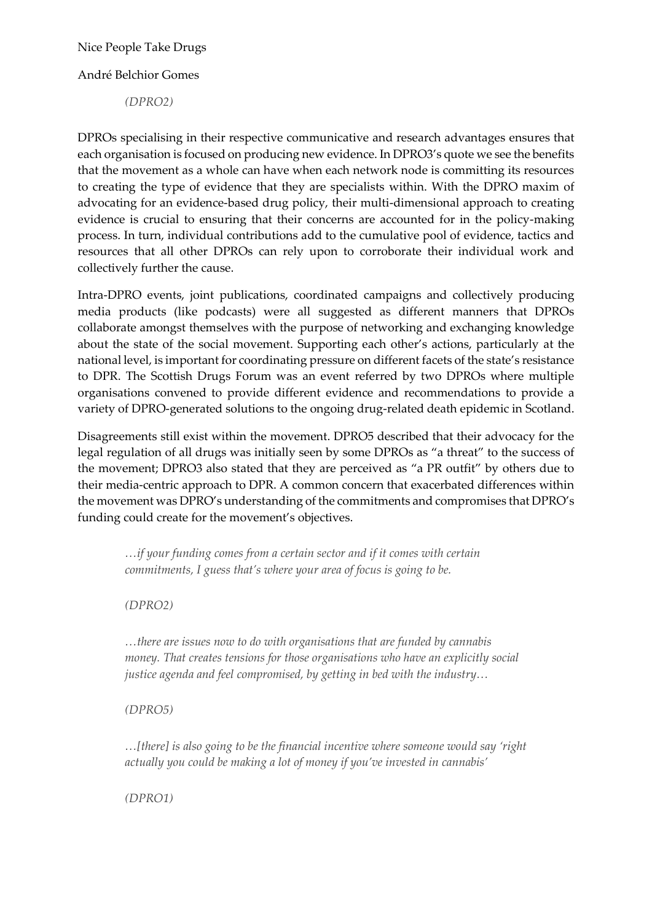*(DPRO2)*

DPROs specialising in their respective communicative and research advantages ensures that each organisation is focused on producing new evidence. In DPRO3's quote we see the benefits that the movement as a whole can have when each network node is committing its resources to creating the type of evidence that they are specialists within. With the DPRO maxim of advocating for an evidence-based drug policy, their multi-dimensional approach to creating evidence is crucial to ensuring that their concerns are accounted for in the policy-making process. In turn, individual contributions add to the cumulative pool of evidence, tactics and resources that all other DPROs can rely upon to corroborate their individual work and collectively further the cause.

Intra-DPRO events, joint publications, coordinated campaigns and collectively producing media products (like podcasts) were all suggested as different manners that DPROs collaborate amongst themselves with the purpose of networking and exchanging knowledge about the state of the social movement. Supporting each other's actions, particularly at the national level, is important for coordinating pressure on different facets of the state's resistance to DPR. The Scottish Drugs Forum was an event referred by two DPROs where multiple organisations convened to provide different evidence and recommendations to provide a variety of DPRO-generated solutions to the ongoing drug-related death epidemic in Scotland.

Disagreements still exist within the movement. DPRO5 described that their advocacy for the legal regulation of all drugs was initially seen by some DPROs as "a threat" to the success of the movement; DPRO3 also stated that they are perceived as "a PR outfit" by others due to their media-centric approach to DPR. A common concern that exacerbated differences within the movement was DPRO's understanding of the commitments and compromises that DPRO's funding could create for the movement's objectives.

> *…if your funding comes from a certain sector and if it comes with certain commitments, I guess that's where your area of focus is going to be.*
>
> *(DPRO2)*

> *…there are issues now to do with organisations that are funded by cannabis money. That creates tensions for those organisations who have an explicitly social justice agenda and feel compromised, by getting in bed with the industry…*
>
> *(DPRO5)*

> *…[there] is also going to be the financial incentive where someone would say 'right actually you could be making a lot of money if you've invested in cannabis'*
>
> *(DPRO1)*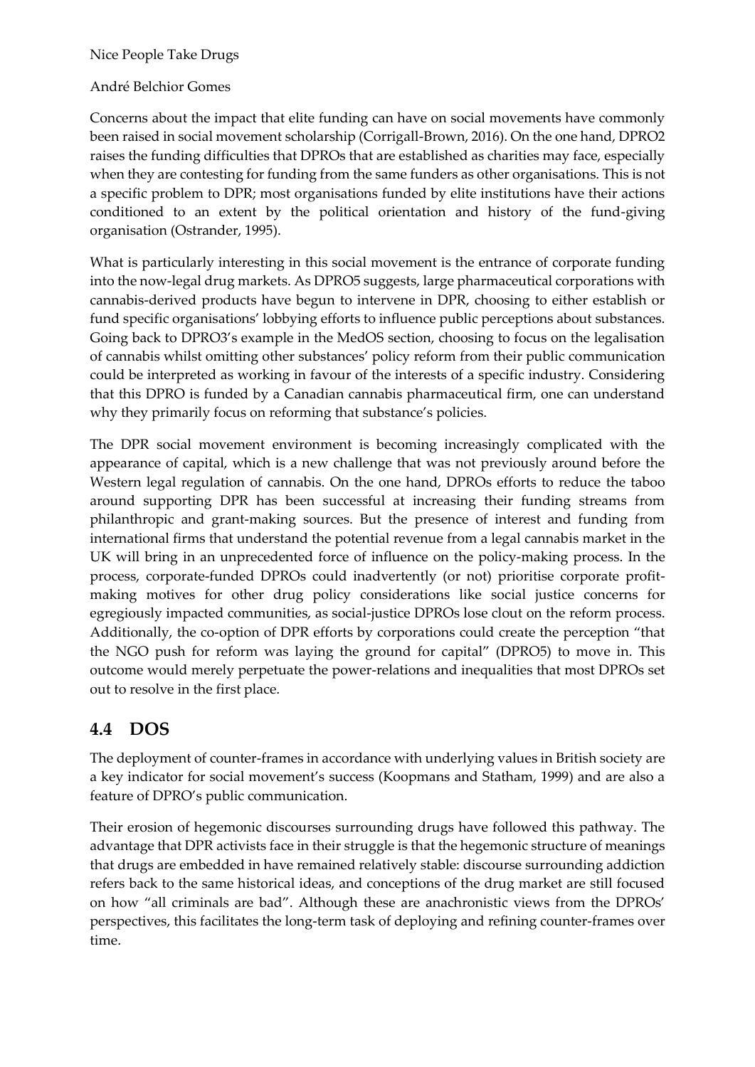Concerns about the impact that elite funding can have on social movements have commonly been raised in social movement scholarship (Corrigall-Brown, 2016). On the one hand, DPRO2 raises the funding difficulties that DPROs that are established as charities may face, especially when they are contesting for funding from the same funders as other organisations. This is not a specific problem to DPR; most organisations funded by elite institutions have their actions conditioned to an extent by the political orientation and history of the fund-giving organisation (Ostrander, 1995).

What is particularly interesting in this social movement is the entrance of corporate funding into the now-legal drug markets. As DPRO5 suggests, large pharmaceutical corporations with cannabis-derived products have begun to intervene in DPR, choosing to either establish or fund specific organisations' lobbying efforts to influence public perceptions about substances. Going back to DPRO3's example in the MedOS section, choosing to focus on the legalisation of cannabis whilst omitting other substances' policy reform from their public communication could be interpreted as working in favour of the interests of a specific industry. Considering that this DPRO is funded by a Canadian cannabis pharmaceutical firm, one can understand why they primarily focus on reforming that substance's policies.

The DPR social movement environment is becoming increasingly complicated with the appearance of capital, which is a new challenge that was not previously around before the Western legal regulation of cannabis. On the one hand, DPROs efforts to reduce the taboo around supporting DPR has been successful at increasing their funding streams from philanthropic and grant-making sources. But the presence of interest and funding from international firms that understand the potential revenue from a legal cannabis market in the UK will bring in an unprecedented force of influence on the policy-making process. In the process, corporate-funded DPROs could inadvertently (or not) prioritise corporate profit-making motives for other drug policy considerations like social justice concerns for egregiously impacted communities, as social-justice DPROs lose clout on the reform process. Additionally, the co-option of DPR efforts by corporations could create the perception "that the NGO push for reform was laying the ground for capital" (DPRO5) to move in. This outcome would merely perpetuate the power-relations and inequalities that most DPROs set out to resolve in the first place.

## 4.4 DOS

The deployment of counter-frames in accordance with underlying values in British society are a key indicator for social movement's success (Koopmans and Statham, 1999) and are also a feature of DPRO's public communication.

Their erosion of hegemonic discourses surrounding drugs have followed this pathway. The advantage that DPR activists face in their struggle is that the hegemonic structure of meanings that drugs are embedded in have remained relatively stable: discourse surrounding addiction refers back to the same historical ideas, and conceptions of the drug market are still focused on how "all criminals are bad". Although these are anachronistic views from the DPROs' perspectives, this facilitates the long-term task of deploying and refining counter-frames over time.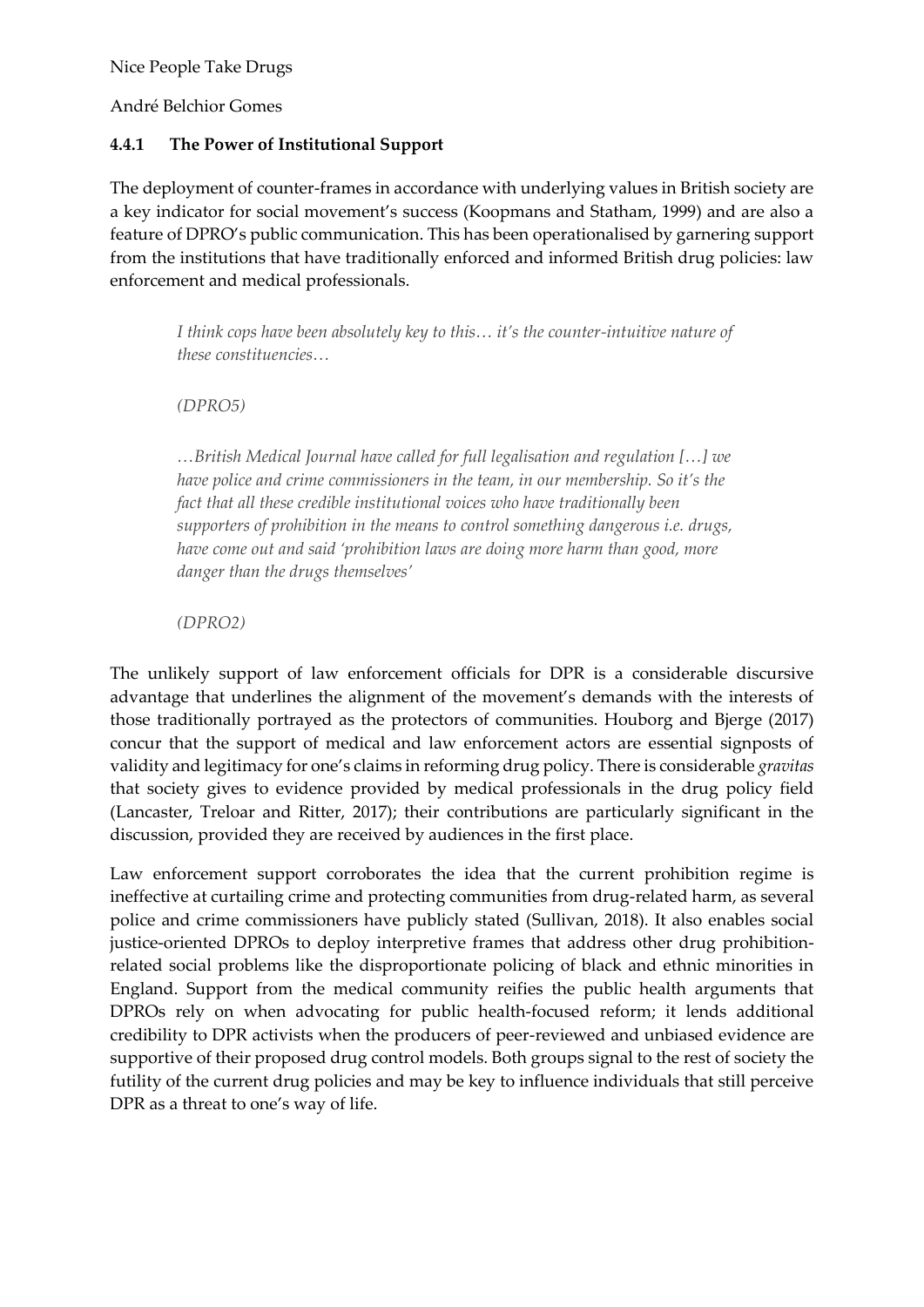#### 4.4.1 The Power of Institutional Support

The deployment of counter-frames in accordance with underlying values in British society are a key indicator for social movement's success (Koopmans and Statham, 1999) and are also a feature of DPRO's public communication. This has been operationalised by garnering support from the institutions that have traditionally enforced and informed British drug policies: law enforcement and medical professionals.

> *I think cops have been absolutely key to this… it's the counter-intuitive nature of these constituencies…*
>
> *(DPRO5)*

> *…British Medical Journal have called for full legalisation and regulation […] we have police and crime commissioners in the team, in our membership. So it's the fact that all these credible institutional voices who have traditionally been supporters of prohibition in the means to control something dangerous i.e. drugs, have come out and said 'prohibition laws are doing more harm than good, more danger than the drugs themselves'*
>
> *(DPRO2)*

The unlikely support of law enforcement officials for DPR is a considerable discursive advantage that underlines the alignment of the movement's demands with the interests of those traditionally portrayed as the protectors of communities. Houborg and Bjerge (2017) concur that the support of medical and law enforcement actors are essential signposts of validity and legitimacy for one's claims in reforming drug policy. There is considerable *gravitas* that society gives to evidence provided by medical professionals in the drug policy field (Lancaster, Treloar and Ritter, 2017); their contributions are particularly significant in the discussion, provided they are received by audiences in the first place.

Law enforcement support corroborates the idea that the current prohibition regime is ineffective at curtailing crime and protecting communities from drug-related harm, as several police and crime commissioners have publicly stated (Sullivan, 2018). It also enables social justice-oriented DPROs to deploy interpretive frames that address other drug prohibition-related social problems like the disproportionate policing of black and ethnic minorities in England. Support from the medical community reifies the public health arguments that DPROs rely on when advocating for public health-focused reform; it lends additional credibility to DPR activists when the producers of peer-reviewed and unbiased evidence are supportive of their proposed drug control models. Both groups signal to the rest of society the futility of the current drug policies and may be key to influence individuals that still perceive DPR as a threat to one's way of life.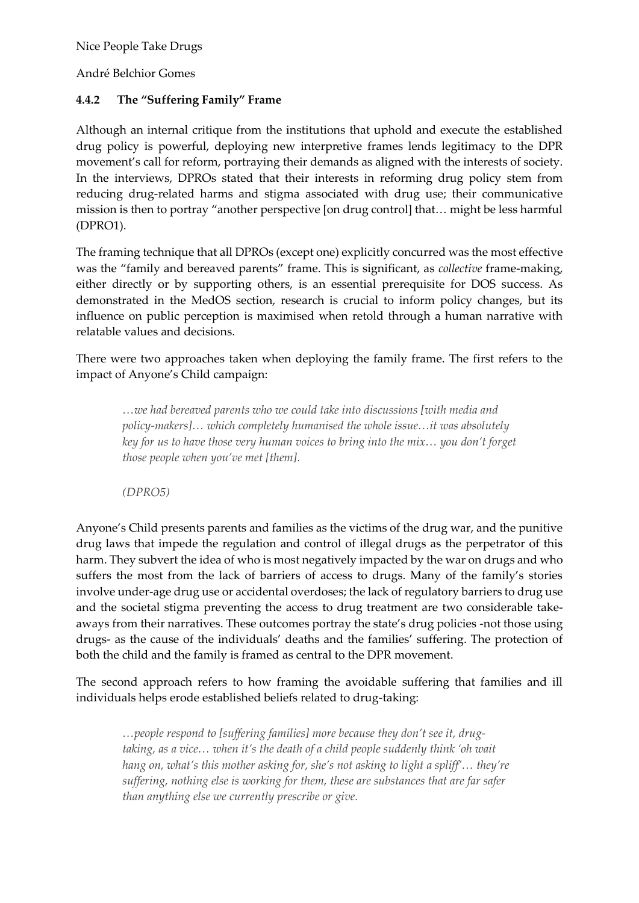### 4.4.2 The "Suffering Family" Frame

Although an internal critique from the institutions that uphold and execute the established drug policy is powerful, deploying new interpretive frames lends legitimacy to the DPR movement's call for reform, portraying their demands as aligned with the interests of society. In the interviews, DPROs stated that their interests in reforming drug policy stem from reducing drug-related harms and stigma associated with drug use; their communicative mission is then to portray "another perspective [on drug control] that… might be less harmful (DPRO1).

The framing technique that all DPROs (except one) explicitly concurred was the most effective was the "family and bereaved parents" frame. This is significant, as *collective* frame-making, either directly or by supporting others, is an essential prerequisite for DOS success. As demonstrated in the MedOS section, research is crucial to inform policy changes, but its influence on public perception is maximised when retold through a human narrative with relatable values and decisions.

There were two approaches taken when deploying the family frame. The first refers to the impact of Anyone's Child campaign:

> *…we had bereaved parents who we could take into discussions [with media and policy-makers]… which completely humanised the whole issue…it was absolutely key for us to have those very human voices to bring into the mix… you don't forget those people when you've met [them].*
>
> *(DPRO5)*

Anyone's Child presents parents and families as the victims of the drug war, and the punitive drug laws that impede the regulation and control of illegal drugs as the perpetrator of this harm. They subvert the idea of who is most negatively impacted by the war on drugs and who suffers the most from the lack of barriers of access to drugs. Many of the family's stories involve under-age drug use or accidental overdoses; the lack of regulatory barriers to drug use and the societal stigma preventing the access to drug treatment are two considerable take-aways from their narratives. These outcomes portray the state's drug policies -not those using drugs- as the cause of the individuals' deaths and the families' suffering. The protection of both the child and the family is framed as central to the DPR movement.

The second approach refers to how framing the avoidable suffering that families and ill individuals helps erode established beliefs related to drug-taking:

> *…people respond to [suffering families] more because they don't see it, drug-taking, as a vice… when it's the death of a child people suddenly think 'oh wait hang on, what's this mother asking for, she's not asking to light a spliff'… they're suffering, nothing else is working for them, these are substances that are far safer than anything else we currently prescribe or give.*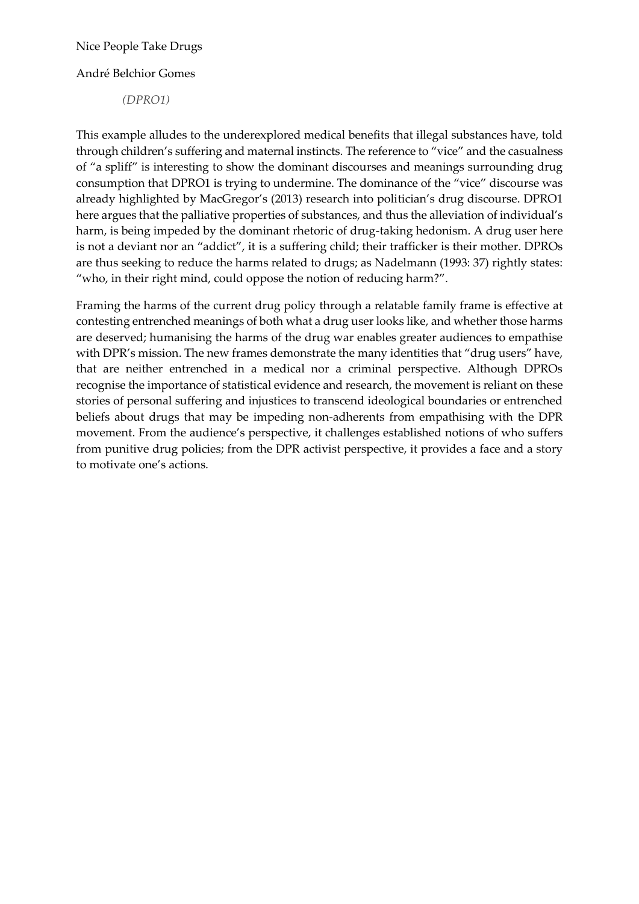*(DPRO1)*

This example alludes to the underexplored medical benefits that illegal substances have, told through children's suffering and maternal instincts. The reference to "vice" and the casualness of "a spliff" is interesting to show the dominant discourses and meanings surrounding drug consumption that DPRO1 is trying to undermine. The dominance of the "vice" discourse was already highlighted by MacGregor's (2013) research into politician's drug discourse. DPRO1 here argues that the palliative properties of substances, and thus the alleviation of individual's harm, is being impeded by the dominant rhetoric of drug-taking hedonism. A drug user here is not a deviant nor an "addict", it is a suffering child; their trafficker is their mother. DPROs are thus seeking to reduce the harms related to drugs; as Nadelmann (1993: 37) rightly states: "who, in their right mind, could oppose the notion of reducing harm?".

Framing the harms of the current drug policy through a relatable family frame is effective at contesting entrenched meanings of both what a drug user looks like, and whether those harms are deserved; humanising the harms of the drug war enables greater audiences to empathise with DPR's mission. The new frames demonstrate the many identities that "drug users" have, that are neither entrenched in a medical nor a criminal perspective. Although DPROs recognise the importance of statistical evidence and research, the movement is reliant on these stories of personal suffering and injustices to transcend ideological boundaries or entrenched beliefs about drugs that may be impeding non-adherents from empathising with the DPR movement. From the audience's perspective, it challenges established notions of who suffers from punitive drug policies; from the DPR activist perspective, it provides a face and a story to motivate one's actions.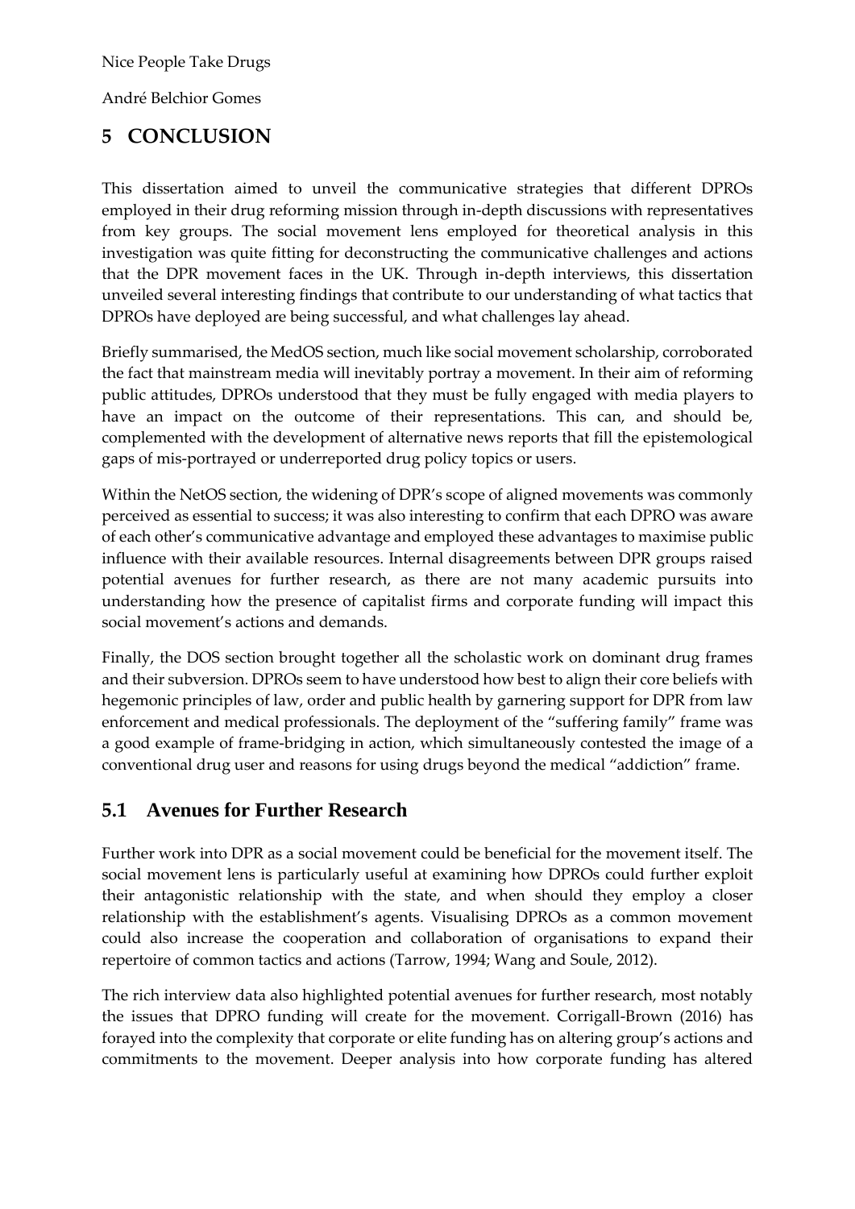# 5 CONCLUSION

This dissertation aimed to unveil the communicative strategies that different DPROs employed in their drug reforming mission through in-depth discussions with representatives from key groups. The social movement lens employed for theoretical analysis in this investigation was quite fitting for deconstructing the communicative challenges and actions that the DPR movement faces in the UK. Through in-depth interviews, this dissertation unveiled several interesting findings that contribute to our understanding of what tactics that DPROs have deployed are being successful, and what challenges lay ahead.

Briefly summarised, the MedOS section, much like social movement scholarship, corroborated the fact that mainstream media will inevitably portray a movement. In their aim of reforming public attitudes, DPROs understood that they must be fully engaged with media players to have an impact on the outcome of their representations. This can, and should be, complemented with the development of alternative news reports that fill the epistemological gaps of mis-portrayed or underreported drug policy topics or users.

Within the NetOS section, the widening of DPR's scope of aligned movements was commonly perceived as essential to success; it was also interesting to confirm that each DPRO was aware of each other's communicative advantage and employed these advantages to maximise public influence with their available resources. Internal disagreements between DPR groups raised potential avenues for further research, as there are not many academic pursuits into understanding how the presence of capitalist firms and corporate funding will impact this social movement's actions and demands.

Finally, the DOS section brought together all the scholastic work on dominant drug frames and their subversion. DPROs seem to have understood how best to align their core beliefs with hegemonic principles of law, order and public health by garnering support for DPR from law enforcement and medical professionals. The deployment of the "suffering family" frame was a good example of frame-bridging in action, which simultaneously contested the image of a conventional drug user and reasons for using drugs beyond the medical "addiction" frame.

## 5.1 Avenues for Further Research

Further work into DPR as a social movement could be beneficial for the movement itself. The social movement lens is particularly useful at examining how DPROs could further exploit their antagonistic relationship with the state, and when should they employ a closer relationship with the establishment's agents. Visualising DPROs as a common movement could also increase the cooperation and collaboration of organisations to expand their repertoire of common tactics and actions (Tarrow, 1994; Wang and Soule, 2012).

The rich interview data also highlighted potential avenues for further research, most notably the issues that DPRO funding will create for the movement. Corrigall-Brown (2016) has forayed into the complexity that corporate or elite funding has on altering group's actions and commitments to the movement. Deeper analysis into how corporate funding has altered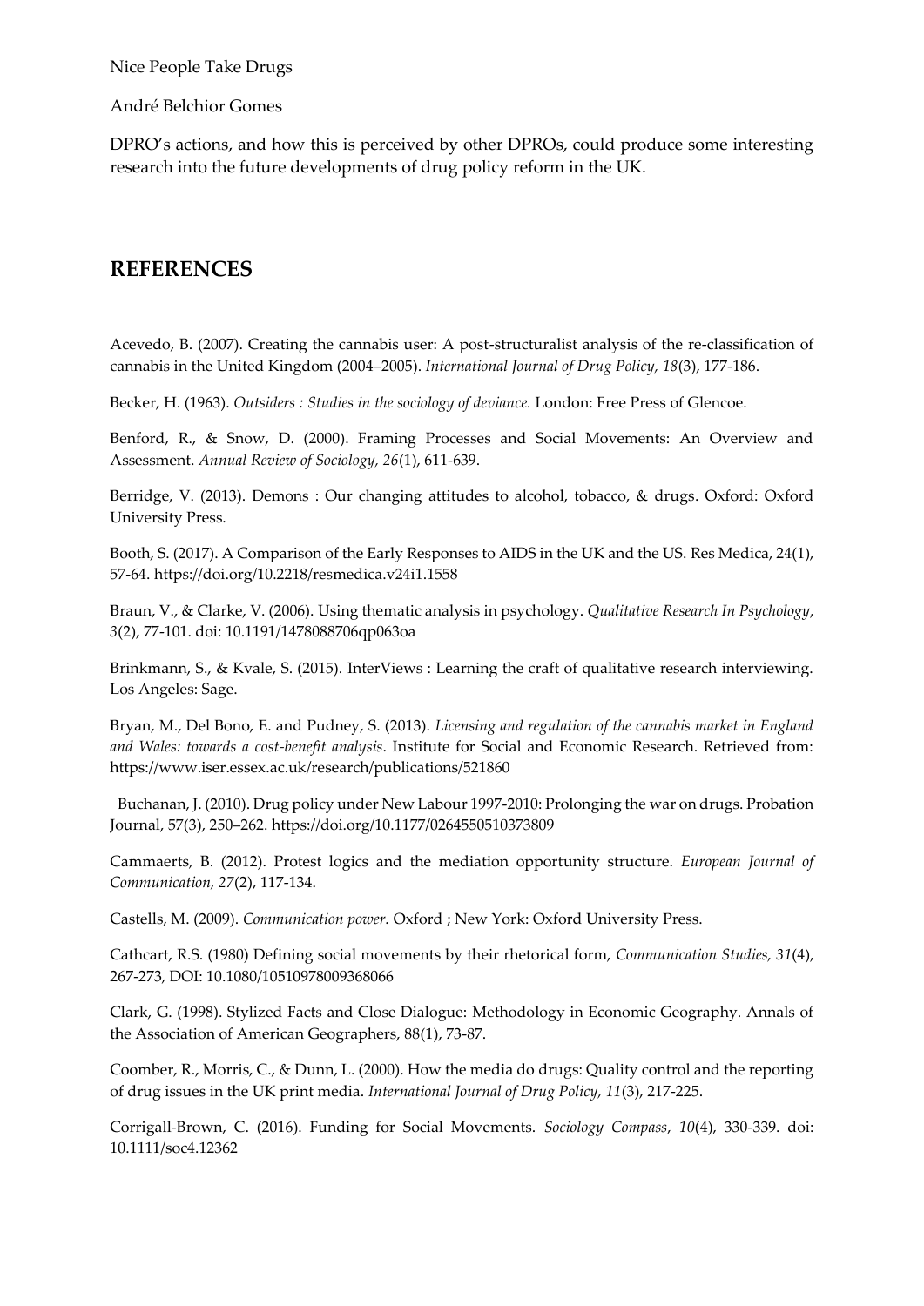DPRO's actions, and how this is perceived by other DPROs, could produce some interesting research into the future developments of drug policy reform in the UK.

## REFERENCES

Acevedo, B. (2007). Creating the cannabis user: A post-structuralist analysis of the re-classification of cannabis in the United Kingdom (2004–2005). *International Journal of Drug Policy, 18*(3), 177-186.

Becker, H. (1963). *Outsiders : Studies in the sociology of deviance.* London: Free Press of Glencoe.

Benford, R., & Snow, D. (2000). Framing Processes and Social Movements: An Overview and Assessment. *Annual Review of Sociology, 26*(1), 611-639.

Berridge, V. (2013). Demons : Our changing attitudes to alcohol, tobacco, & drugs. Oxford: Oxford University Press.

Booth, S. (2017). A Comparison of the Early Responses to AIDS in the UK and the US. Res Medica, 24(1), 57-64. https://doi.org/10.2218/resmedica.v24i1.1558

Braun, V., & Clarke, V. (2006). Using thematic analysis in psychology. *Qualitative Research In Psychology*, *3*(2), 77-101. doi: 10.1191/1478088706qp063oa

Brinkmann, S., & Kvale, S. (2015). InterViews : Learning the craft of qualitative research interviewing. Los Angeles: Sage.

Bryan, M., Del Bono, E. and Pudney, S. (2013). *Licensing and regulation of the cannabis market in England and Wales: towards a cost-benefit analysis*. Institute for Social and Economic Research. Retrieved from: https://www.iser.essex.ac.uk/research/publications/521860

Buchanan, J. (2010). Drug policy under New Labour 1997-2010: Prolonging the war on drugs. Probation Journal, 57(3), 250–262. https://doi.org/10.1177/0264550510373809

Cammaerts, B. (2012). Protest logics and the mediation opportunity structure. *European Journal of Communication, 27*(2), 117-134.

Castells, M. (2009). *Communication power.* Oxford ; New York: Oxford University Press.

Cathcart, R.S. (1980) Defining social movements by their rhetorical form, *Communication Studies, 31*(4), 267-273, DOI: 10.1080/10510978009368066

Clark, G. (1998). Stylized Facts and Close Dialogue: Methodology in Economic Geography. Annals of the Association of American Geographers, 88(1), 73-87.

Coomber, R., Morris, C., & Dunn, L. (2000). How the media do drugs: Quality control and the reporting of drug issues in the UK print media. *International Journal of Drug Policy, 11*(3), 217-225.

Corrigall-Brown, C. (2016). Funding for Social Movements. *Sociology Compass*, *10*(4), 330-339. doi: 10.1111/soc4.12362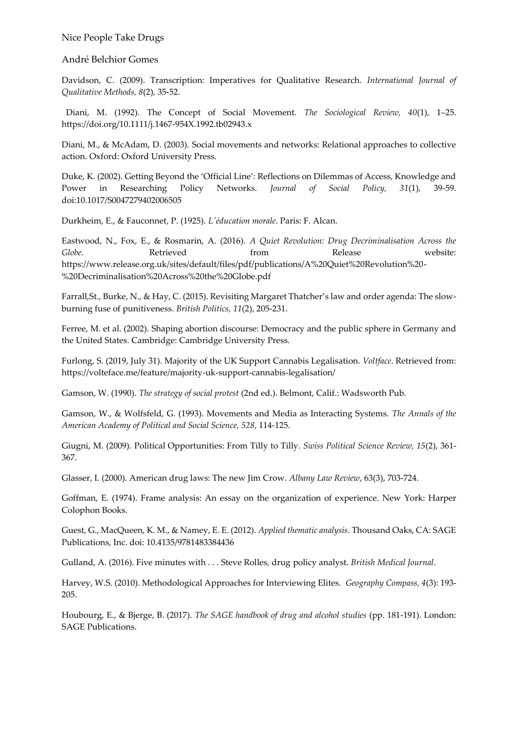Davidson, C. (2009). Transcription: Imperatives for Qualitative Research. *International Journal of Qualitative Methods, 8*(2), 35-52.

Diani, M. (1992). The Concept of Social Movement. *The Sociological Review, 40*(1), 1–25. https://doi.org/10.1111/j.1467-954X.1992.tb02943.x

Diani, M., & McAdam, D. (2003). Social movements and networks: Relational approaches to collective action. Oxford: Oxford University Press.

Duke, K. (2002). Getting Beyond the 'Official Line': Reflections on Dilemmas of Access, Knowledge and Power in Researching Policy Networks. *Journal of Social Policy, 31*(1), 39-59. doi:10.1017/S0047279402006505

Durkheim, E., & Fauconnet, P. (1925). *L'éducation morale*. Paris: F. Alcan.

Eastwood, N., Fox, E., & Rosmarin, A. (2016). *A Quiet Revolution: Drug Decriminalisation Across the Globe.* Retrieved from Release website: https://www.release.org.uk/sites/default/files/pdf/publications/A%20Quiet%20Revolution%20-%20Decriminalisation%20Across%20the%20Globe.pdf

Farrall,St., Burke, N., & Hay, C. (2015). Revisiting Margaret Thatcher's law and order agenda: The slow-burning fuse of punitiveness. *British Politics, 11*(2), 205-231.

Ferree, M. et al. (2002). Shaping abortion discourse: Democracy and the public sphere in Germany and the United States. Cambridge: Cambridge University Press.

Furlong, S. (2019, July 31). Majority of the UK Support Cannabis Legalisation. *Voltface*. Retrieved from: https://volteface.me/feature/majority-uk-support-cannabis-legalisation/

Gamson, W. (1990). *The strategy of social protest* (2nd ed.). Belmont, Calif.: Wadsworth Pub.

Gamson, W., & Wolfsfeld, G. (1993). Movements and Media as Interacting Systems. *The Annals of the American Academy of Political and Social Science, 528*, 114-125.

Giugni, M. (2009). Political Opportunities: From Tilly to Tilly. *Swiss Political Science Review, 15*(2), 361-367.

Glasser, I. (2000). American drug laws: The new Jim Crow. *Albany Law Review*, 63(3), 703-724.

Goffman, E. (1974). Frame analysis: An essay on the organization of experience. New York: Harper Colophon Books.

Guest, G., MacQueen, K. M., & Namey, E. E. (2012). *Applied thematic analysis*. Thousand Oaks, CA: SAGE Publications, Inc. doi: 10.4135/9781483384436

Gulland, A. (2016). Five minutes with . . . Steve Rolles, drug policy analyst. *British Medical Journal*.

Harvey, W.S. (2010). Methodological Approaches for Interviewing Elites. *Geography Compass, 4*(3): 193-205.

Houbourg, E., & Bjerge, B. (2017). *The SAGE handbook of drug and alcohol studies* (pp. 181-191). London: SAGE Publications.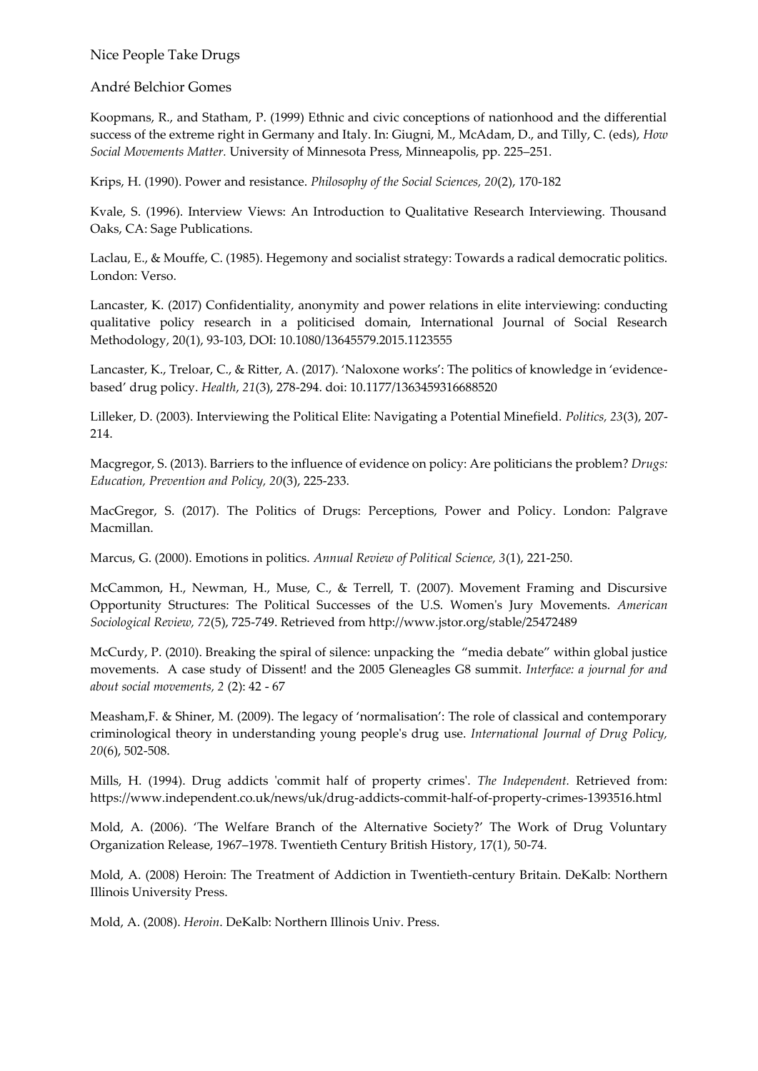Koopmans, R., and Statham, P. (1999) Ethnic and civic conceptions of nationhood and the differential success of the extreme right in Germany and Italy. In: Giugni, M., McAdam, D., and Tilly, C. (eds), *How Social Movements Matter*. University of Minnesota Press, Minneapolis, pp. 225–251.

Krips, H. (1990). Power and resistance. *Philosophy of the Social Sciences, 20*(2), 170-182

Kvale, S. (1996). Interview Views: An Introduction to Qualitative Research Interviewing. Thousand Oaks, CA: Sage Publications.

Laclau, E., & Mouffe, C. (1985). Hegemony and socialist strategy: Towards a radical democratic politics. London: Verso.

Lancaster, K. (2017) Confidentiality, anonymity and power relations in elite interviewing: conducting qualitative policy research in a politicised domain, International Journal of Social Research Methodology, 20(1), 93-103, DOI: 10.1080/13645579.2015.1123555

Lancaster, K., Treloar, C., & Ritter, A. (2017). 'Naloxone works': The politics of knowledge in 'evidence-based' drug policy. *Health*, *21*(3), 278-294. doi: 10.1177/1363459316688520

Lilleker, D. (2003). Interviewing the Political Elite: Navigating a Potential Minefield. *Politics, 23*(3), 207-214.

Macgregor, S. (2013). Barriers to the influence of evidence on policy: Are politicians the problem? *Drugs: Education, Prevention and Policy, 20*(3), 225-233.

MacGregor, S. (2017). The Politics of Drugs: Perceptions, Power and Policy. London: Palgrave Macmillan.

Marcus, G. (2000). Emotions in politics. *Annual Review of Political Science, 3*(1), 221-250.

McCammon, H., Newman, H., Muse, C., & Terrell, T. (2007). Movement Framing and Discursive Opportunity Structures: The Political Successes of the U.S. Women's Jury Movements. *American Sociological Review, 72*(5), 725-749. Retrieved from http://www.jstor.org/stable/25472489

McCurdy, P. (2010). Breaking the spiral of silence: unpacking the "media debate" within global justice movements. A case study of Dissent! and the 2005 Gleneagles G8 summit. *Interface: a journal for and about social movements, 2* (2): 42 - 67

Measham,F. & Shiner, M. (2009). The legacy of 'normalisation': The role of classical and contemporary criminological theory in understanding young people's drug use. *International Journal of Drug Policy, 20*(6), 502-508.

Mills, H. (1994). Drug addicts 'commit half of property crimes'. *The Independent.* Retrieved from: https://www.independent.co.uk/news/uk/drug-addicts-commit-half-of-property-crimes-1393516.html

Mold, A. (2006). 'The Welfare Branch of the Alternative Society?' The Work of Drug Voluntary Organization Release, 1967–1978. Twentieth Century British History, 17(1), 50-74.

Mold, A. (2008) Heroin: The Treatment of Addiction in Twentieth-century Britain. DeKalb: Northern Illinois University Press.

Mold, A. (2008). *Heroin*. DeKalb: Northern Illinois Univ. Press.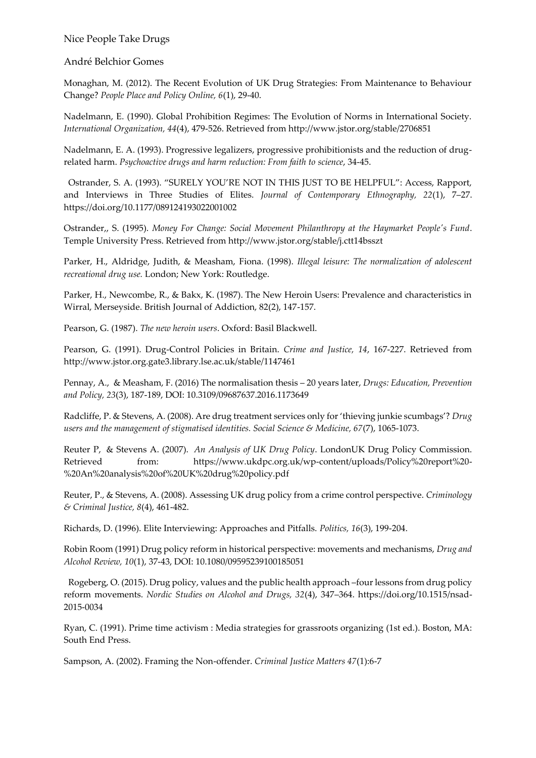Monaghan, M. (2012). The Recent Evolution of UK Drug Strategies: From Maintenance to Behaviour Change? *People Place and Policy Online, 6*(1), 29-40.

Nadelmann, E. (1990). Global Prohibition Regimes: The Evolution of Norms in International Society. *International Organization, 44*(4), 479-526. Retrieved from http://www.jstor.org/stable/2706851

Nadelmann, E. A. (1993). Progressive legalizers, progressive prohibitionists and the reduction of drug-related harm. *Psychoactive drugs and harm reduction: From faith to science*, 34-45.

Ostrander, S. A. (1993). "SURELY YOU'RE NOT IN THIS JUST TO BE HELPFUL": Access, Rapport, and Interviews in Three Studies of Elites. *Journal of Contemporary Ethnography, 22*(1), 7–27. https://doi.org/10.1177/089124193022001002

Ostrander,, S. (1995). *Money For Change: Social Movement Philanthropy at the Haymarket People's Fund*. Temple University Press. Retrieved from http://www.jstor.org/stable/j.ctt14bsszt

Parker, H., Aldridge, Judith, & Measham, Fiona. (1998). *Illegal leisure: The normalization of adolescent recreational drug use.* London; New York: Routledge.

Parker, H., Newcombe, R., & Bakx, K. (1987). The New Heroin Users: Prevalence and characteristics in Wirral, Merseyside. British Journal of Addiction, 82(2), 147-157.

Pearson, G. (1987). *The new heroin users*. Oxford: Basil Blackwell.

Pearson, G. (1991). Drug-Control Policies in Britain. *Crime and Justice, 14*, 167-227. Retrieved from http://www.jstor.org.gate3.library.lse.ac.uk/stable/1147461

Pennay, A., & Measham, F. (2016) The normalisation thesis – 20 years later, *Drugs: Education, Prevention and Policy, 23*(3), 187-189, DOI: 10.3109/09687637.2016.1173649

Radcliffe, P. & Stevens, A. (2008). Are drug treatment services only for 'thieving junkie scumbags'? *Drug users and the management of stigmatised identities. Social Science & Medicine, 67*(7), 1065-1073.

Reuter P, & Stevens A. (2007). *An Analysis of UK Drug Policy*. LondonUK Drug Policy Commission. Retrieved from: https://www.ukdpc.org.uk/wp-content/uploads/Policy%20report%20-%20An%20analysis%20of%20UK%20drug%20policy.pdf

Reuter, P., & Stevens, A. (2008). Assessing UK drug policy from a crime control perspective. *Criminology & Criminal Justice, 8*(4), 461-482.

Richards, D. (1996). Elite Interviewing: Approaches and Pitfalls. *Politics, 16*(3), 199-204.

Robin Room (1991) Drug policy reform in historical perspective: movements and mechanisms, *Drug and Alcohol Review, 10*(1), 37-43, DOI: 10.1080/09595239100185051

Rogeberg, O. (2015). Drug policy, values and the public health approach –four lessons from drug policy reform movements. *Nordic Studies on Alcohol and Drugs, 32*(4), 347–364. https://doi.org/10.1515/nsad-2015-0034

Ryan, C. (1991). Prime time activism : Media strategies for grassroots organizing (1st ed.). Boston, MA: South End Press.

Sampson, A. (2002). Framing the Non-offender. *Criminal Justice Matters 47*(1):6-7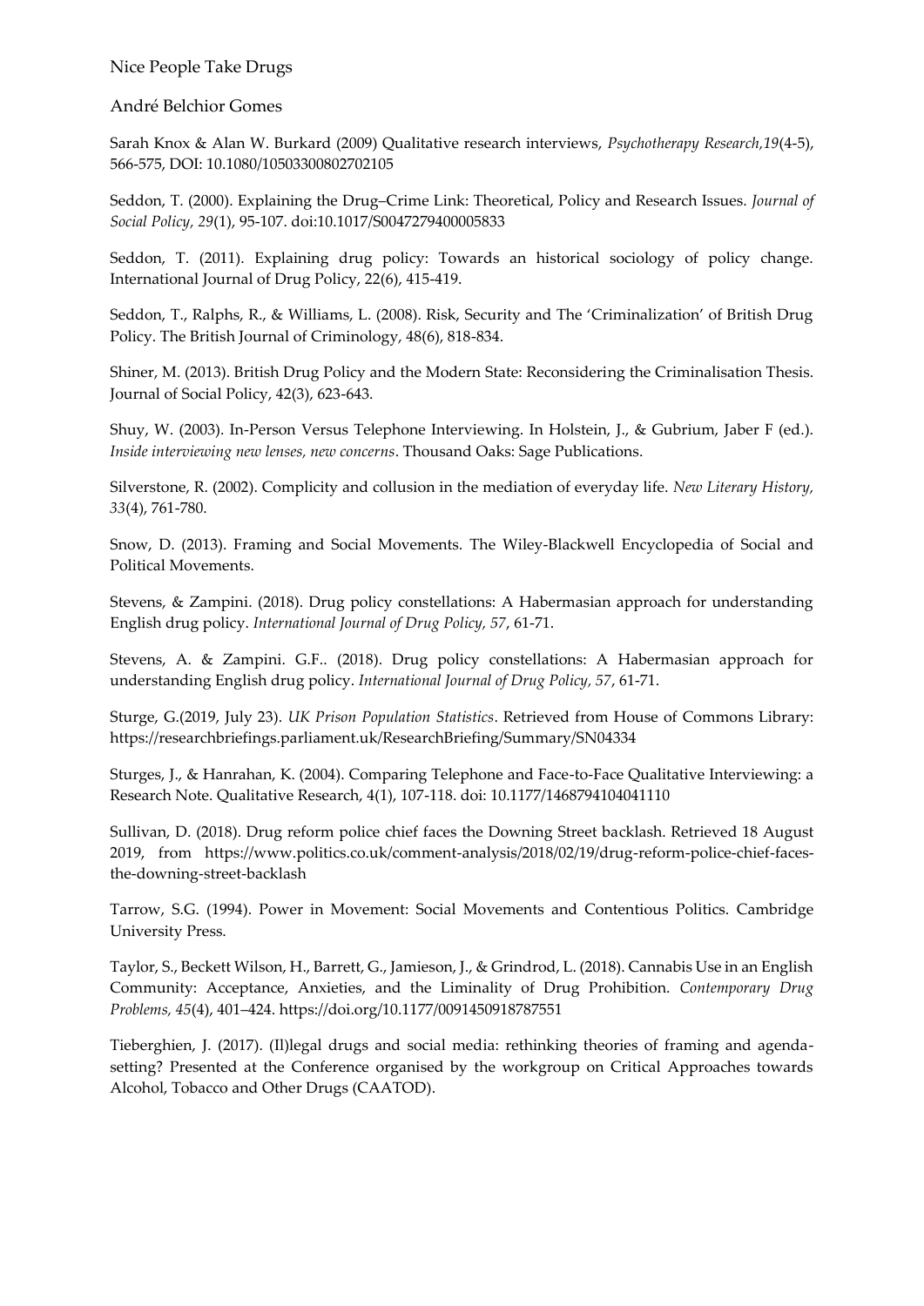Sarah Knox & Alan W. Burkard (2009) Qualitative research interviews, *Psychotherapy Research,19*(4-5), 566-575, DOI: 10.1080/10503300802702105

Seddon, T. (2000). Explaining the Drug–Crime Link: Theoretical, Policy and Research Issues. *Journal of Social Policy, 29*(1), 95-107. doi:10.1017/S0047279400005833

Seddon, T. (2011). Explaining drug policy: Towards an historical sociology of policy change. International Journal of Drug Policy, 22(6), 415-419.

Seddon, T., Ralphs, R., & Williams, L. (2008). Risk, Security and The 'Criminalization' of British Drug Policy. The British Journal of Criminology, 48(6), 818-834.

Shiner, M. (2013). British Drug Policy and the Modern State: Reconsidering the Criminalisation Thesis. Journal of Social Policy, 42(3), 623-643.

Shuy, W. (2003). In-Person Versus Telephone Interviewing. In Holstein, J., & Gubrium, Jaber F (ed.). *Inside interviewing new lenses, new concerns*. Thousand Oaks: Sage Publications.

Silverstone, R. (2002). Complicity and collusion in the mediation of everyday life. *New Literary History, 33*(4), 761-780.

Snow, D. (2013). Framing and Social Movements. The Wiley-Blackwell Encyclopedia of Social and Political Movements.

Stevens, & Zampini. (2018). Drug policy constellations: A Habermasian approach for understanding English drug policy. *International Journal of Drug Policy, 57*, 61-71.

Stevens, A. & Zampini. G.F.. (2018). Drug policy constellations: A Habermasian approach for understanding English drug policy. *International Journal of Drug Policy, 57*, 61-71.

Sturge, G.(2019, July 23). *UK Prison Population Statistics*. Retrieved from House of Commons Library: https://researchbriefings.parliament.uk/ResearchBriefing/Summary/SN04334

Sturges, J., & Hanrahan, K. (2004). Comparing Telephone and Face-to-Face Qualitative Interviewing: a Research Note. Qualitative Research, 4(1), 107-118. doi: 10.1177/1468794104041110

Sullivan, D. (2018). Drug reform police chief faces the Downing Street backlash. Retrieved 18 August 2019, from https://www.politics.co.uk/comment-analysis/2018/02/19/drug-reform-police-chief-faces-the-downing-street-backlash

Tarrow, S.G. (1994). Power in Movement: Social Movements and Contentious Politics. Cambridge University Press.

Taylor, S., Beckett Wilson, H., Barrett, G., Jamieson, J., & Grindrod, L. (2018). Cannabis Use in an English Community: Acceptance, Anxieties, and the Liminality of Drug Prohibition. *Contemporary Drug Problems, 45*(4), 401–424. https://doi.org/10.1177/0091450918787551

Tieberghien, J. (2017). (Il)legal drugs and social media: rethinking theories of framing and agenda-setting? Presented at the Conference organised by the workgroup on Critical Approaches towards Alcohol, Tobacco and Other Drugs (CAATOD).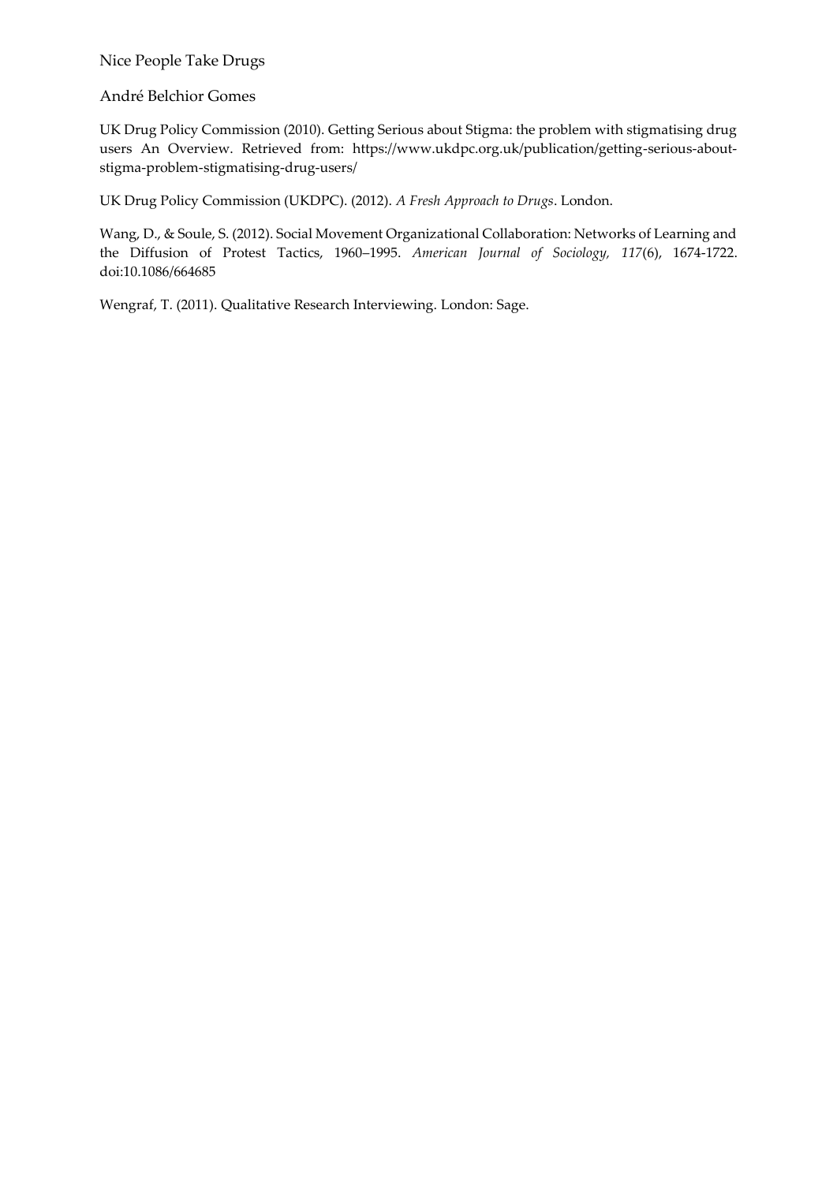UK Drug Policy Commission (2010). Getting Serious about Stigma: the problem with stigmatising drug users An Overview. Retrieved from: https://www.ukdpc.org.uk/publication/getting-serious-about-stigma-problem-stigmatising-drug-users/

UK Drug Policy Commission (UKDPC). (2012). *A Fresh Approach to Drugs*. London.

Wang, D., & Soule, S. (2012). Social Movement Organizational Collaboration: Networks of Learning and the Diffusion of Protest Tactics, 1960–1995. *American Journal of Sociology, 117*(6), 1674-1722. doi:10.1086/664685

Wengraf, T. (2011). Qualitative Research Interviewing. London: Sage.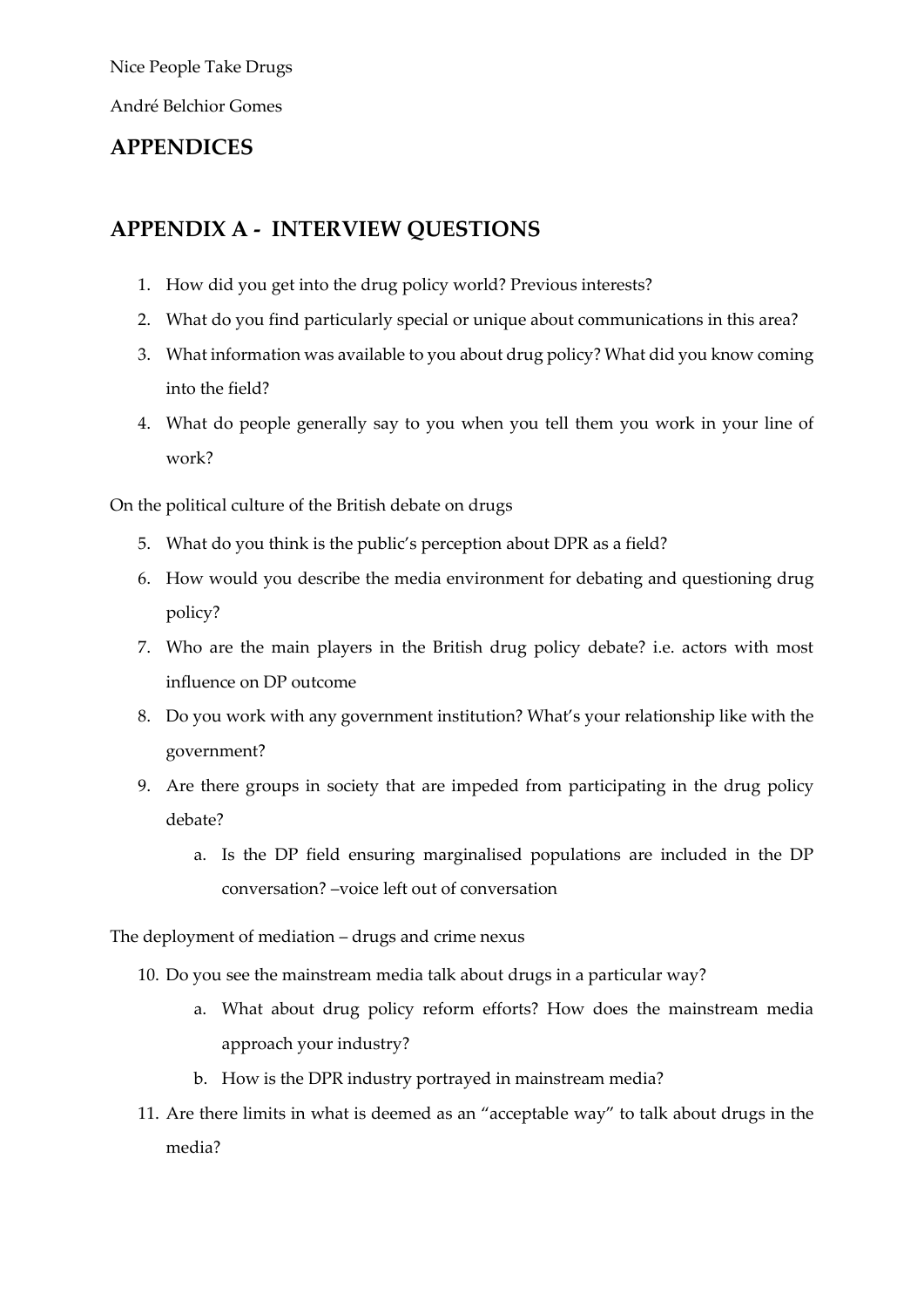Nice People Take Drugs

André Belchior Gomes

# APPENDICES

## APPENDIX A - INTERVIEW QUESTIONS

1. How did you get into the drug policy world? Previous interests?
2. What do you find particularly special or unique about communications in this area?
3. What information was available to you about drug policy? What did you know coming into the field?
4. What do people generally say to you when you tell them you work in your line of work?

On the political culture of the British debate on drugs

5. What do you think is the public's perception about DPR as a field?
6. How would you describe the media environment for debating and questioning drug policy?
7. Who are the main players in the British drug policy debate? i.e. actors with most influence on DP outcome
8. Do you work with any government institution? What's your relationship like with the government?
9. Are there groups in society that are impeded from participating in the drug policy debate?
   a. Is the DP field ensuring marginalised populations are included in the DP conversation? –voice left out of conversation

The deployment of mediation – drugs and crime nexus

10. Do you see the mainstream media talk about drugs in a particular way?
    a. What about drug policy reform efforts? How does the mainstream media approach your industry?
    b. How is the DPR industry portrayed in mainstream media?
11. Are there limits in what is deemed as an "acceptable way" to talk about drugs in the media?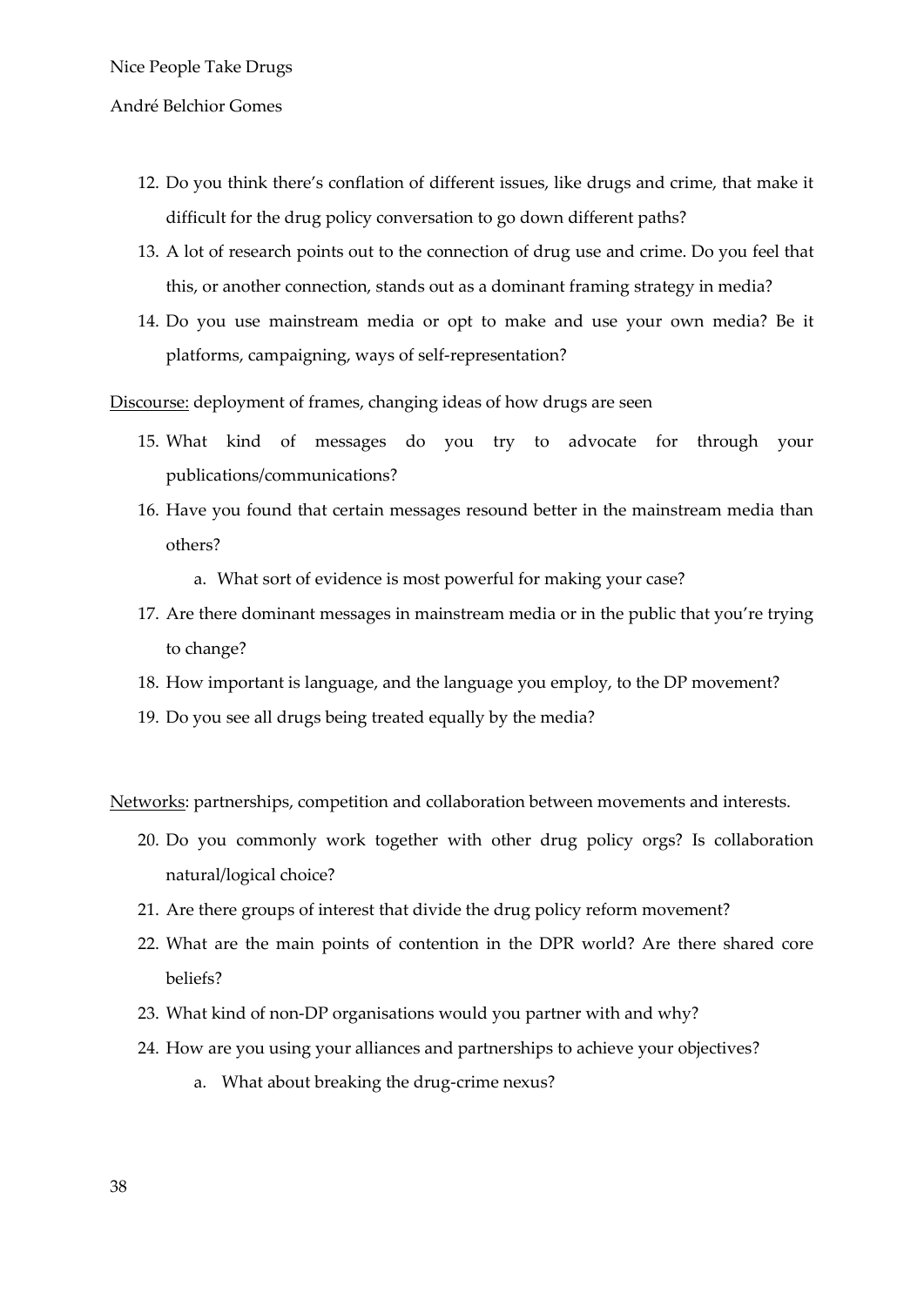12. Do you think there's conflation of different issues, like drugs and crime, that make it difficult for the drug policy conversation to go down different paths?
13. A lot of research points out to the connection of drug use and crime. Do you feel that this, or another connection, stands out as a dominant framing strategy in media?
14. Do you use mainstream media or opt to make and use your own media? Be it platforms, campaigning, ways of self-representation?

<u>Discourse:</u> deployment of frames, changing ideas of how drugs are seen

15. What kind of messages do you try to advocate for through your publications/communications?
16. Have you found that certain messages resound better in the mainstream media than others?
    a. What sort of evidence is most powerful for making your case?
17. Are there dominant messages in mainstream media or in the public that you're trying to change?
18. How important is language, and the language you employ, to the DP movement?
19. Do you see all drugs being treated equally by the media?

<u>Networks</u>: partnerships, competition and collaboration between movements and interests.

20. Do you commonly work together with other drug policy orgs? Is collaboration natural/logical choice?
21. Are there groups of interest that divide the drug policy reform movement?
22. What are the main points of contention in the DPR world? Are there shared core beliefs?
23. What kind of non-DP organisations would you partner with and why?
24. How are you using your alliances and partnerships to achieve your objectives?
    a. What about breaking the drug-crime nexus?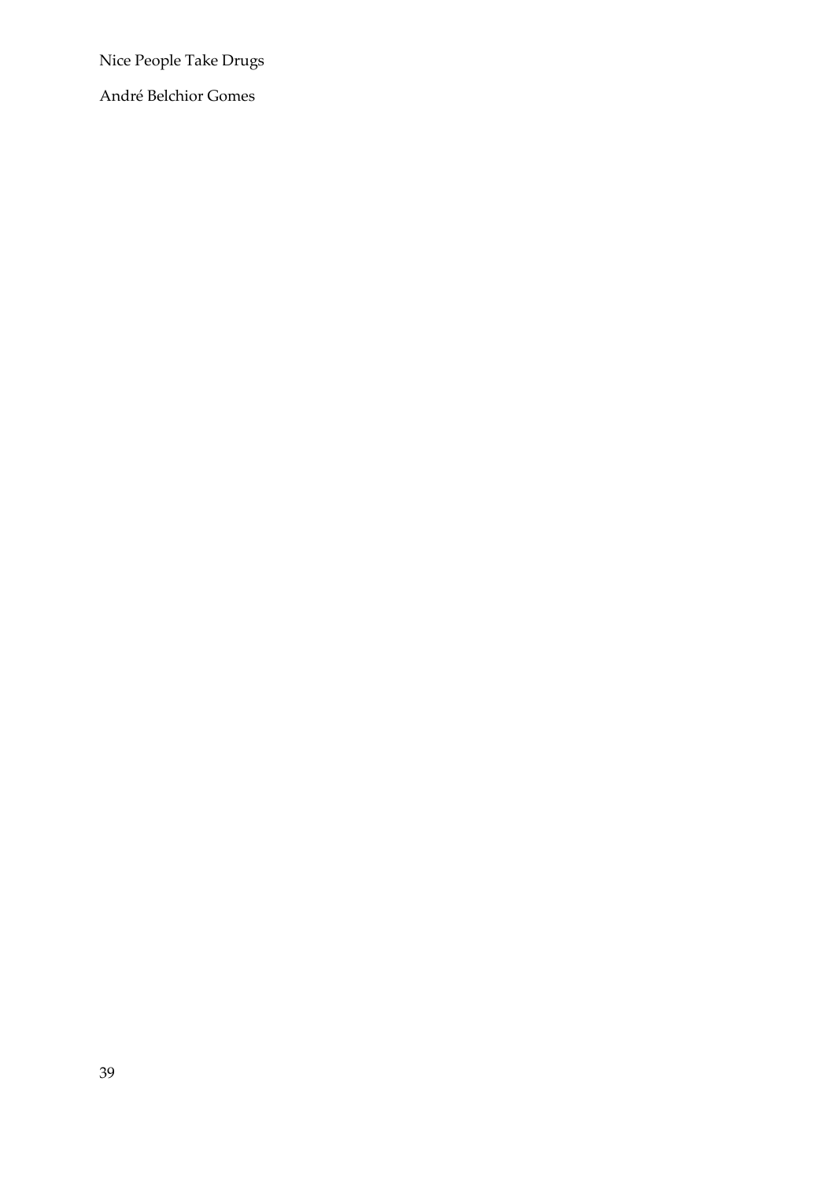Nice People Take Drugs

André Belchior Gomes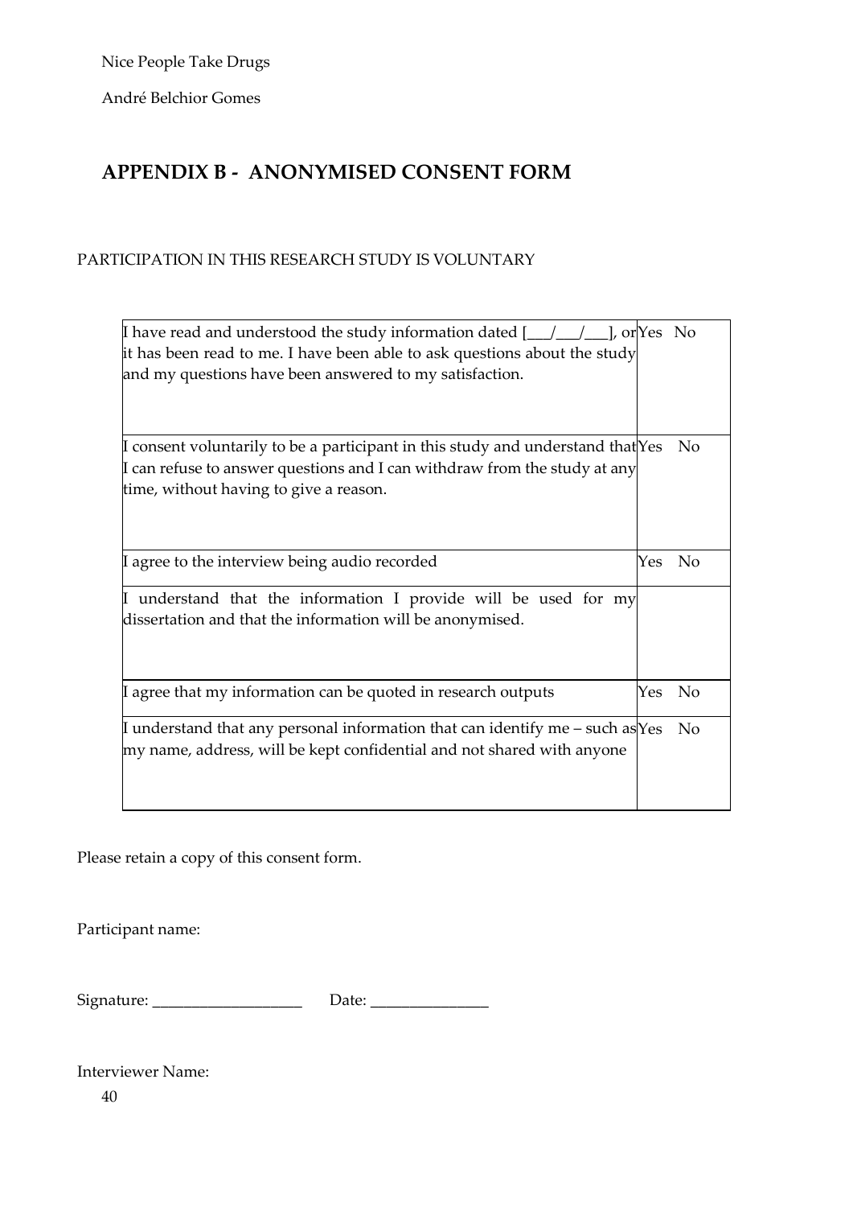## APPENDIX B - ANONYMISED CONSENT FORM

PARTICIPATION IN THIS RESEARCH STUDY IS VOLUNTARY

| | |
|---|---|
| I have read and understood the study information dated [___/___/___], or it has been read to me. I have been able to ask questions about the study and my questions have been answered to my satisfaction. | Yes No |
| I consent voluntarily to be a participant in this study and understand that I can refuse to answer questions and I can withdraw from the study at any time, without having to give a reason. | Yes No |
| I agree to the interview being audio recorded | Yes No |
| I understand that the information I provide will be used for my dissertation and that the information will be anonymised. | |
| I agree that my information can be quoted in research outputs | Yes No |
| I understand that any personal information that can identify me – such as my name, address, will be kept confidential and not shared with anyone | Yes No |

Please retain a copy of this consent form.

Participant name:

Signature: ___________________ Date: _______________

Interviewer Name: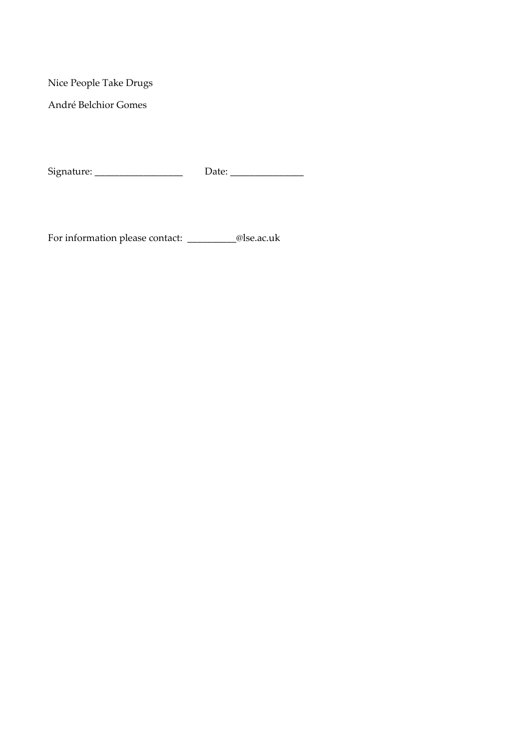Nice People Take Drugs

André Belchior Gomes

Signature: __________________ Date: _______________

For information please contact: __________@lse.ac.uk